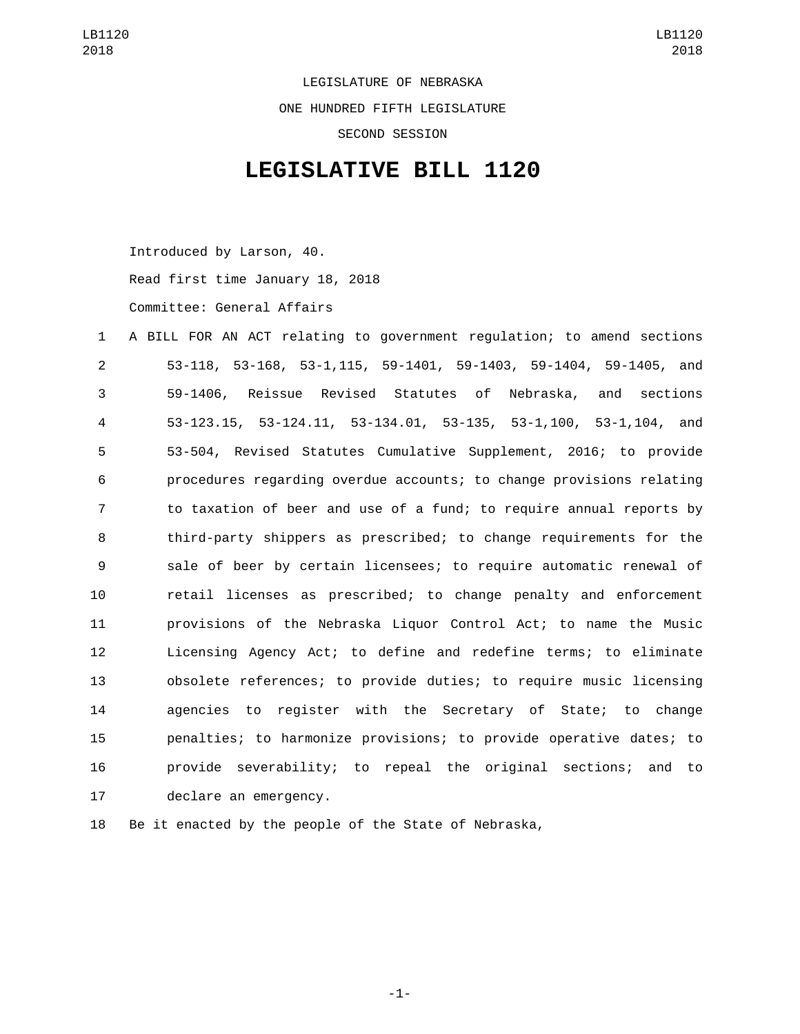LEGISLATURE OF NEBRASKA

ONE HUNDRED FIFTH LEGISLATURE

SECOND SESSION

# LEGISLATIVE BILL 1120

Introduced by Larson, 40.

Read first time January 18, 2018

Committee: General Affairs

1 A BILL FOR AN ACT relating to government regulation; to amend sections
2 53-118, 53-168, 53-1,115, 59-1401, 59-1403, 59-1404, 59-1405, and
3 59-1406, Reissue Revised Statutes of Nebraska, and sections
4 53-123.15, 53-124.11, 53-134.01, 53-135, 53-1,100, 53-1,104, and
5 53-504, Revised Statutes Cumulative Supplement, 2016; to provide
6 procedures regarding overdue accounts; to change provisions relating
7 to taxation of beer and use of a fund; to require annual reports by
8 third-party shippers as prescribed; to change requirements for the
9 sale of beer by certain licensees; to require automatic renewal of
10 retail licenses as prescribed; to change penalty and enforcement
11 provisions of the Nebraska Liquor Control Act; to name the Music
12 Licensing Agency Act; to define and redefine terms; to eliminate
13 obsolete references; to provide duties; to require music licensing
14 agencies to register with the Secretary of State; to change
15 penalties; to harmonize provisions; to provide operative dates; to
16 provide severability; to repeal the original sections; and to
17 declare an emergency.

18 Be it enacted by the people of the State of Nebraska,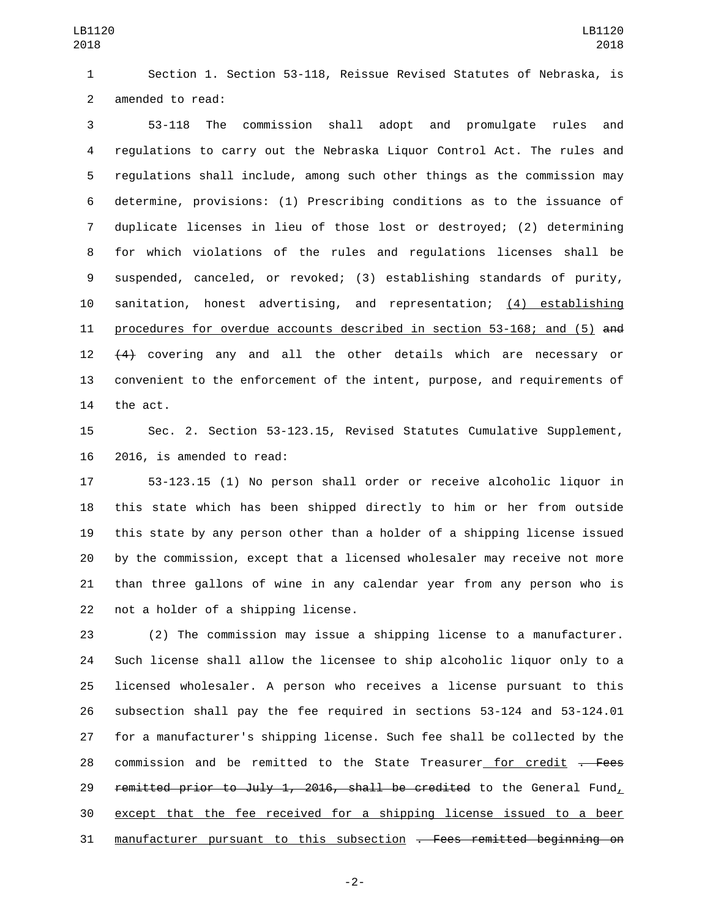Section 1. Section 53-118, Reissue Revised Statutes of Nebraska, is amended to read:

53-118 The commission shall adopt and promulgate rules and regulations to carry out the Nebraska Liquor Control Act. The rules and regulations shall include, among such other things as the commission may determine, provisions: (1) Prescribing conditions as to the issuance of duplicate licenses in lieu of those lost or destroyed; (2) determining for which violations of the rules and regulations licenses shall be suspended, canceled, or revoked; (3) establishing standards of purity, sanitation, honest advertising, and representation; <u>(4) establishing procedures for overdue accounts described in section 53-168; and (5)</u> ~~and (4)~~ covering any and all the other details which are necessary or convenient to the enforcement of the intent, purpose, and requirements of the act.

Sec. 2. Section 53-123.15, Revised Statutes Cumulative Supplement, 2016, is amended to read:

53-123.15 (1) No person shall order or receive alcoholic liquor in this state which has been shipped directly to him or her from outside this state by any person other than a holder of a shipping license issued by the commission, except that a licensed wholesaler may receive not more than three gallons of wine in any calendar year from any person who is not a holder of a shipping license.

(2) The commission may issue a shipping license to a manufacturer. Such license shall allow the licensee to ship alcoholic liquor only to a licensed wholesaler. A person who receives a license pursuant to this subsection shall pay the fee required in sections 53-124 and 53-124.01 for a manufacturer's shipping license. Such fee shall be collected by the commission and be remitted to the State Treasurer<u> for credit</u> ~~. Fees remitted prior to July 1, 2016, shall be credited~~ to the General Fund<u>, except that the fee received for a shipping license issued to a beer manufacturer pursuant to this subsection</u> ~~. Fees remitted beginning on~~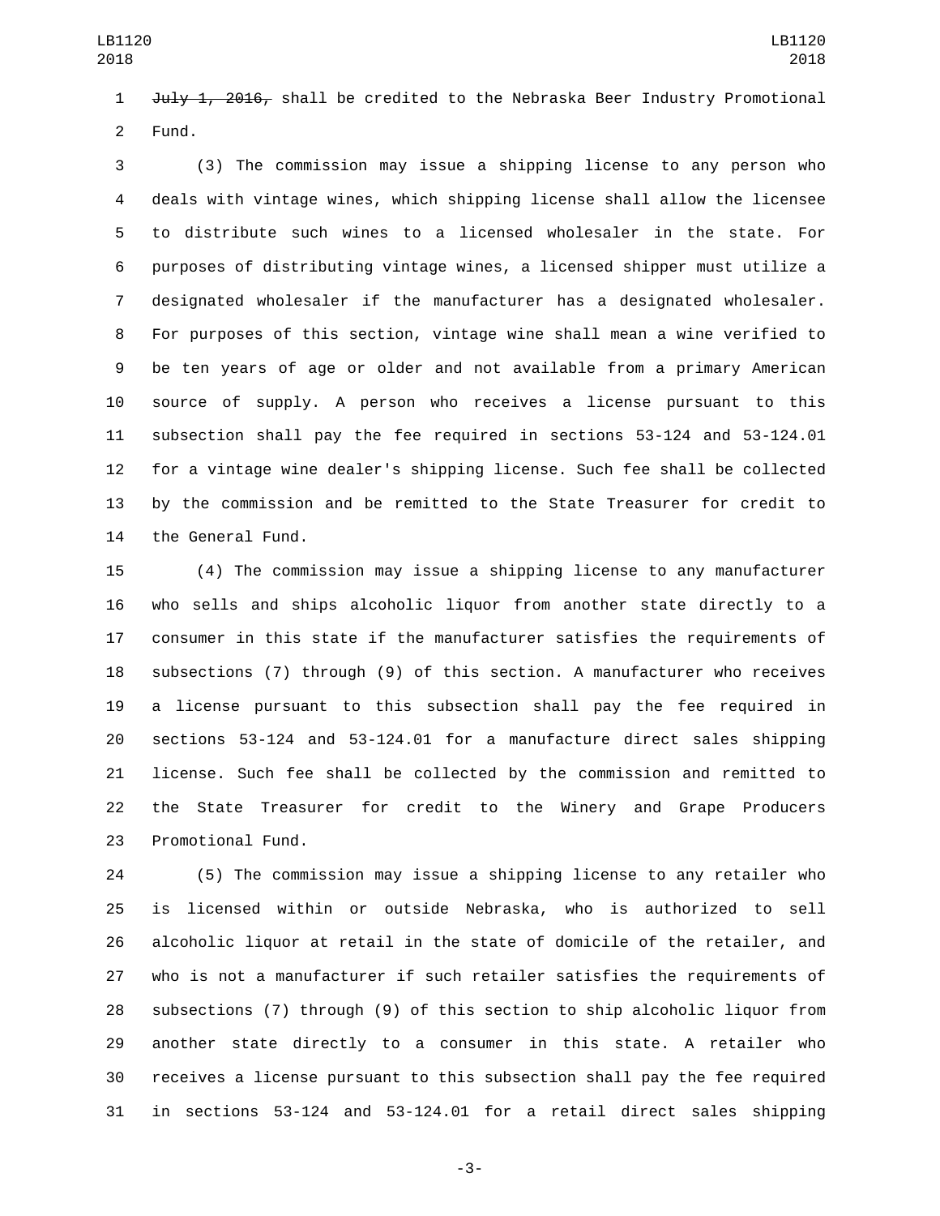~~July 1, 2016,~~ shall be credited to the Nebraska Beer Industry Promotional Fund.

(3) The commission may issue a shipping license to any person who deals with vintage wines, which shipping license shall allow the licensee to distribute such wines to a licensed wholesaler in the state. For purposes of distributing vintage wines, a licensed shipper must utilize a designated wholesaler if the manufacturer has a designated wholesaler. For purposes of this section, vintage wine shall mean a wine verified to be ten years of age or older and not available from a primary American source of supply. A person who receives a license pursuant to this subsection shall pay the fee required in sections 53-124 and 53-124.01 for a vintage wine dealer's shipping license. Such fee shall be collected by the commission and be remitted to the State Treasurer for credit to the General Fund.

(4) The commission may issue a shipping license to any manufacturer who sells and ships alcoholic liquor from another state directly to a consumer in this state if the manufacturer satisfies the requirements of subsections (7) through (9) of this section. A manufacturer who receives a license pursuant to this subsection shall pay the fee required in sections 53-124 and 53-124.01 for a manufacture direct sales shipping license. Such fee shall be collected by the commission and remitted to the State Treasurer for credit to the Winery and Grape Producers Promotional Fund.

(5) The commission may issue a shipping license to any retailer who is licensed within or outside Nebraska, who is authorized to sell alcoholic liquor at retail in the state of domicile of the retailer, and who is not a manufacturer if such retailer satisfies the requirements of subsections (7) through (9) of this section to ship alcoholic liquor from another state directly to a consumer in this state. A retailer who receives a license pursuant to this subsection shall pay the fee required in sections 53-124 and 53-124.01 for a retail direct sales shipping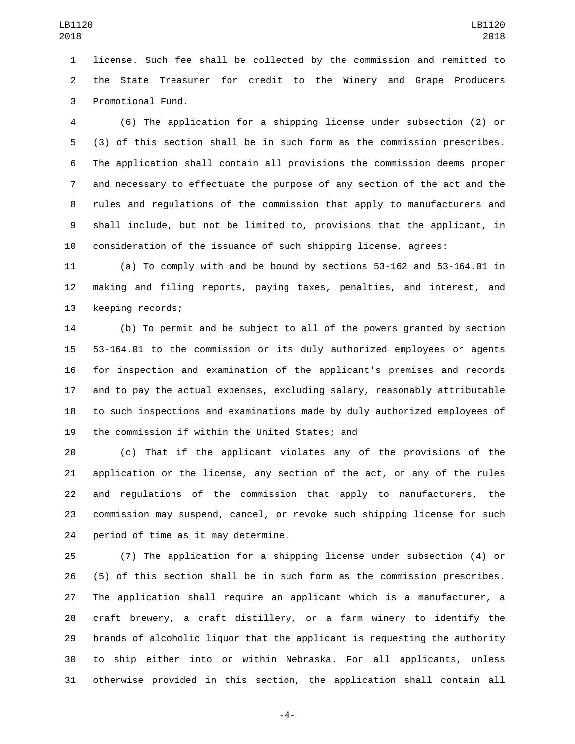license. Such fee shall be collected by the commission and remitted to the State Treasurer for credit to the Winery and Grape Producers Promotional Fund.

(6) The application for a shipping license under subsection (2) or (3) of this section shall be in such form as the commission prescribes. The application shall contain all provisions the commission deems proper and necessary to effectuate the purpose of any section of the act and the rules and regulations of the commission that apply to manufacturers and shall include, but not be limited to, provisions that the applicant, in consideration of the issuance of such shipping license, agrees:

(a) To comply with and be bound by sections 53-162 and 53-164.01 in making and filing reports, paying taxes, penalties, and interest, and keeping records;

(b) To permit and be subject to all of the powers granted by section 53-164.01 to the commission or its duly authorized employees or agents for inspection and examination of the applicant's premises and records and to pay the actual expenses, excluding salary, reasonably attributable to such inspections and examinations made by duly authorized employees of the commission if within the United States; and

(c) That if the applicant violates any of the provisions of the application or the license, any section of the act, or any of the rules and regulations of the commission that apply to manufacturers, the commission may suspend, cancel, or revoke such shipping license for such period of time as it may determine.

(7) The application for a shipping license under subsection (4) or (5) of this section shall be in such form as the commission prescribes. The application shall require an applicant which is a manufacturer, a craft brewery, a craft distillery, or a farm winery to identify the brands of alcoholic liquor that the applicant is requesting the authority to ship either into or within Nebraska. For all applicants, unless otherwise provided in this section, the application shall contain all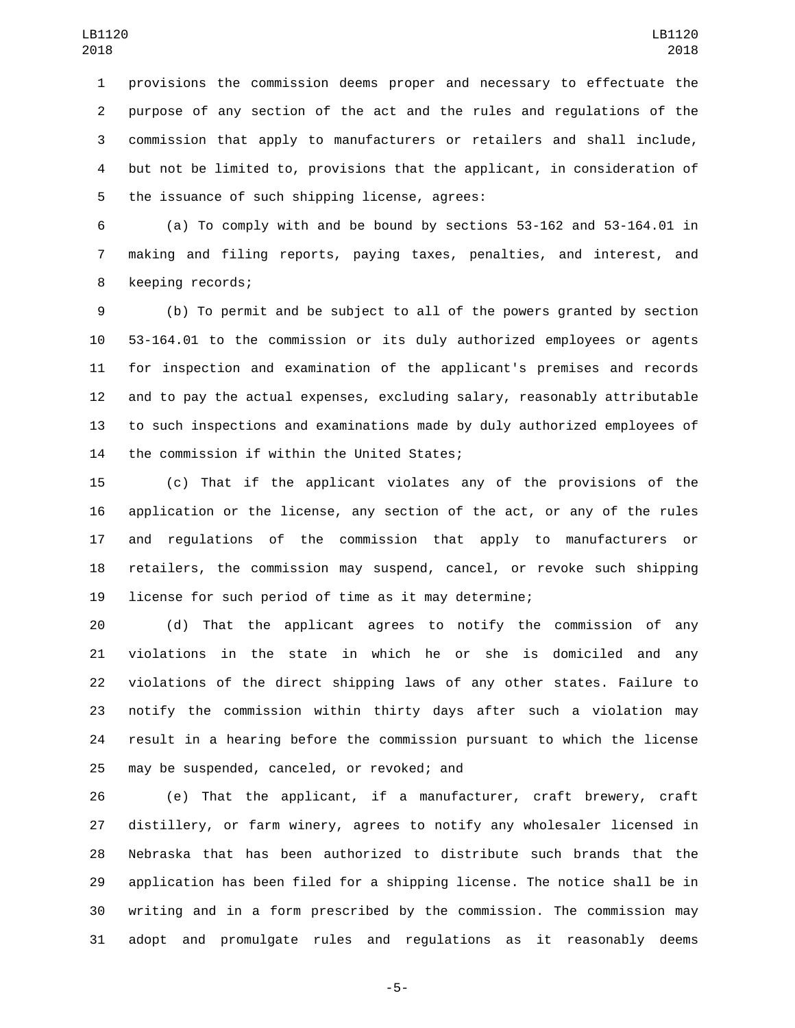provisions the commission deems proper and necessary to effectuate the purpose of any section of the act and the rules and regulations of the commission that apply to manufacturers or retailers and shall include, but not be limited to, provisions that the applicant, in consideration of the issuance of such shipping license, agrees:

(a) To comply with and be bound by sections 53-162 and 53-164.01 in making and filing reports, paying taxes, penalties, and interest, and keeping records;

(b) To permit and be subject to all of the powers granted by section 53-164.01 to the commission or its duly authorized employees or agents for inspection and examination of the applicant's premises and records and to pay the actual expenses, excluding salary, reasonably attributable to such inspections and examinations made by duly authorized employees of the commission if within the United States;

(c) That if the applicant violates any of the provisions of the application or the license, any section of the act, or any of the rules and regulations of the commission that apply to manufacturers or retailers, the commission may suspend, cancel, or revoke such shipping license for such period of time as it may determine;

(d) That the applicant agrees to notify the commission of any violations in the state in which he or she is domiciled and any violations of the direct shipping laws of any other states. Failure to notify the commission within thirty days after such a violation may result in a hearing before the commission pursuant to which the license may be suspended, canceled, or revoked; and

(e) That the applicant, if a manufacturer, craft brewery, craft distillery, or farm winery, agrees to notify any wholesaler licensed in Nebraska that has been authorized to distribute such brands that the application has been filed for a shipping license. The notice shall be in writing and in a form prescribed by the commission. The commission may adopt and promulgate rules and regulations as it reasonably deems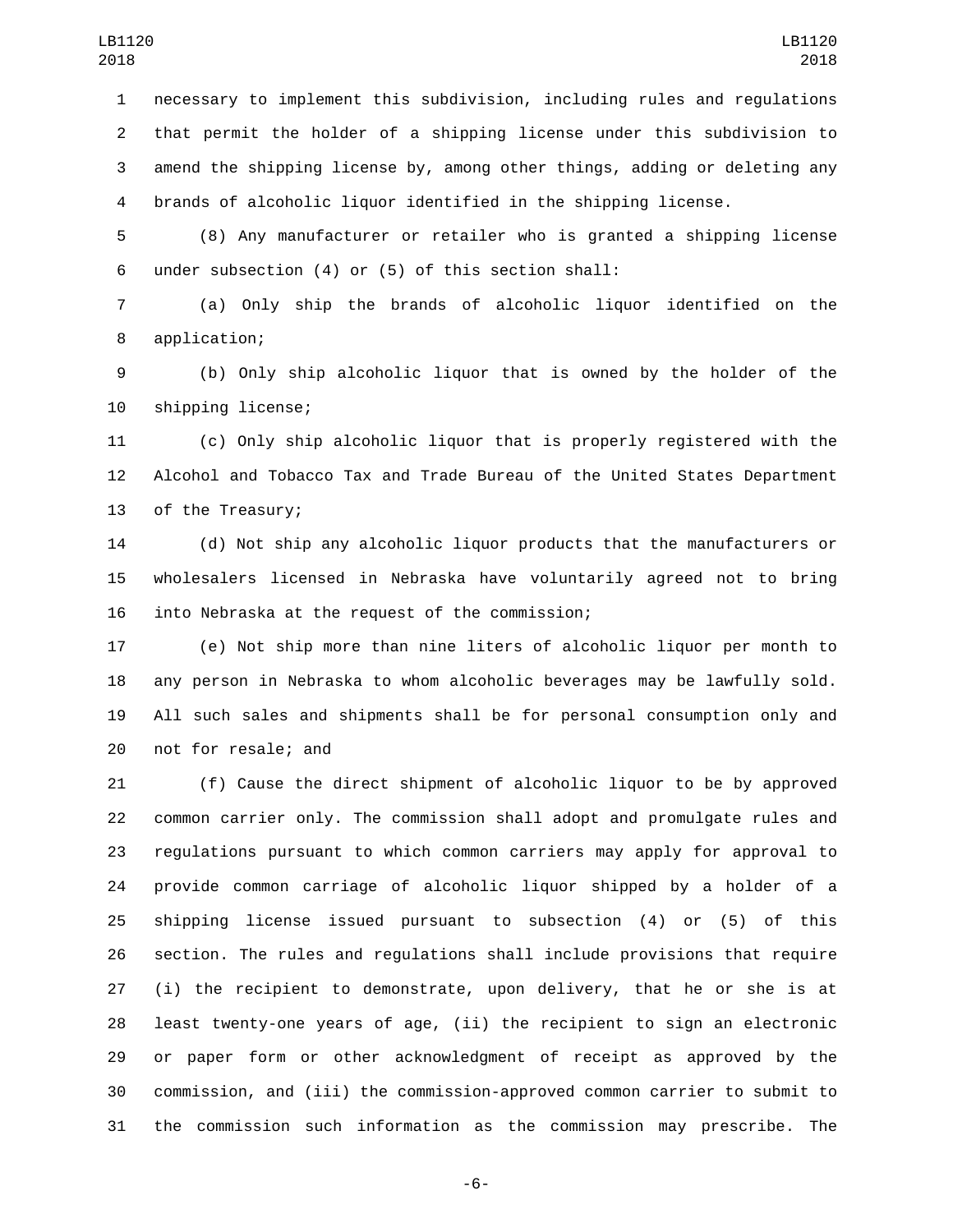necessary to implement this subdivision, including rules and regulations that permit the holder of a shipping license under this subdivision to amend the shipping license by, among other things, adding or deleting any brands of alcoholic liquor identified in the shipping license.

(8) Any manufacturer or retailer who is granted a shipping license under subsection (4) or (5) of this section shall:

(a) Only ship the brands of alcoholic liquor identified on the application;

(b) Only ship alcoholic liquor that is owned by the holder of the shipping license;

(c) Only ship alcoholic liquor that is properly registered with the Alcohol and Tobacco Tax and Trade Bureau of the United States Department of the Treasury;

(d) Not ship any alcoholic liquor products that the manufacturers or wholesalers licensed in Nebraska have voluntarily agreed not to bring into Nebraska at the request of the commission;

(e) Not ship more than nine liters of alcoholic liquor per month to any person in Nebraska to whom alcoholic beverages may be lawfully sold. All such sales and shipments shall be for personal consumption only and not for resale; and

(f) Cause the direct shipment of alcoholic liquor to be by approved common carrier only. The commission shall adopt and promulgate rules and regulations pursuant to which common carriers may apply for approval to provide common carriage of alcoholic liquor shipped by a holder of a shipping license issued pursuant to subsection (4) or (5) of this section. The rules and regulations shall include provisions that require (i) the recipient to demonstrate, upon delivery, that he or she is at least twenty-one years of age, (ii) the recipient to sign an electronic or paper form or other acknowledgment of receipt as approved by the commission, and (iii) the commission-approved common carrier to submit to the commission such information as the commission may prescribe. The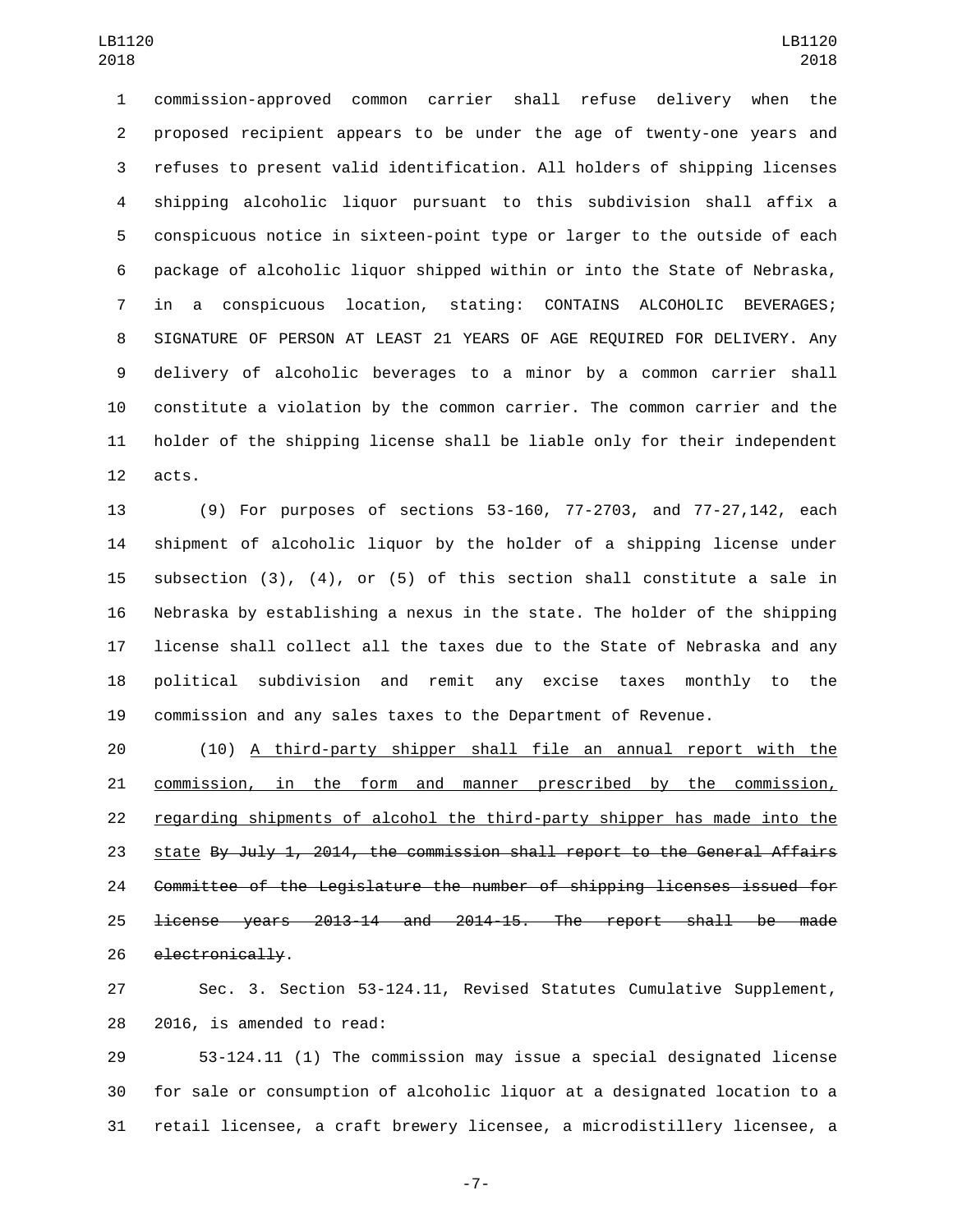commission-approved common carrier shall refuse delivery when the proposed recipient appears to be under the age of twenty-one years and refuses to present valid identification. All holders of shipping licenses shipping alcoholic liquor pursuant to this subdivision shall affix a conspicuous notice in sixteen-point type or larger to the outside of each package of alcoholic liquor shipped within or into the State of Nebraska, in a conspicuous location, stating: CONTAINS ALCOHOLIC BEVERAGES; SIGNATURE OF PERSON AT LEAST 21 YEARS OF AGE REQUIRED FOR DELIVERY. Any delivery of alcoholic beverages to a minor by a common carrier shall constitute a violation by the common carrier. The common carrier and the holder of the shipping license shall be liable only for their independent acts.

(9) For purposes of sections 53-160, 77-2703, and 77-27,142, each shipment of alcoholic liquor by the holder of a shipping license under subsection (3), (4), or (5) of this section shall constitute a sale in Nebraska by establishing a nexus in the state. The holder of the shipping license shall collect all the taxes due to the State of Nebraska and any political subdivision and remit any excise taxes monthly to the commission and any sales taxes to the Department of Revenue.

(10) <u>A third-party shipper shall file an annual report with the commission, in the form and manner prescribed by the commission, regarding shipments of alcohol the third-party shipper has made into the state</u> ~~By July 1, 2014, the commission shall report to the General Affairs Committee of the Legislature the number of shipping licenses issued for license years 2013-14 and 2014-15. The report shall be made electronically~~.

Sec. 3. Section 53-124.11, Revised Statutes Cumulative Supplement, 2016, is amended to read:

53-124.11 (1) The commission may issue a special designated license for sale or consumption of alcoholic liquor at a designated location to a retail licensee, a craft brewery licensee, a microdistillery licensee, a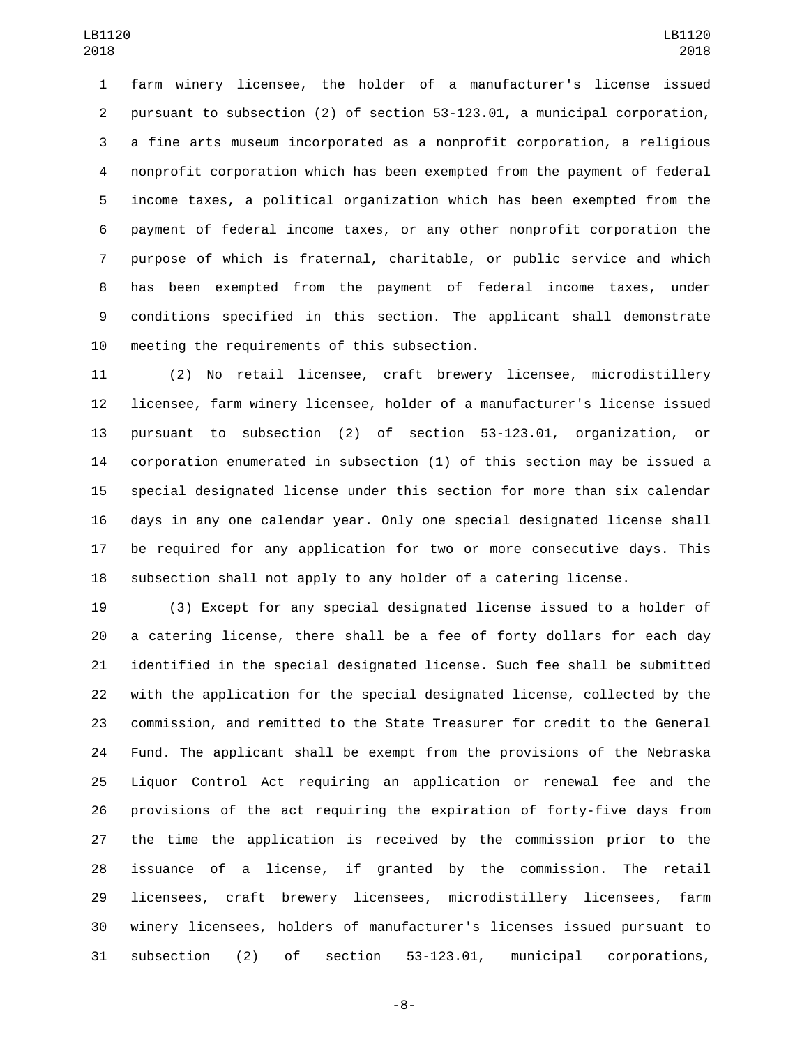farm winery licensee, the holder of a manufacturer's license issued pursuant to subsection (2) of section 53-123.01, a municipal corporation, a fine arts museum incorporated as a nonprofit corporation, a religious nonprofit corporation which has been exempted from the payment of federal income taxes, a political organization which has been exempted from the payment of federal income taxes, or any other nonprofit corporation the purpose of which is fraternal, charitable, or public service and which has been exempted from the payment of federal income taxes, under conditions specified in this section. The applicant shall demonstrate meeting the requirements of this subsection.

(2) No retail licensee, craft brewery licensee, microdistillery licensee, farm winery licensee, holder of a manufacturer's license issued pursuant to subsection (2) of section 53-123.01, organization, or corporation enumerated in subsection (1) of this section may be issued a special designated license under this section for more than six calendar days in any one calendar year. Only one special designated license shall be required for any application for two or more consecutive days. This subsection shall not apply to any holder of a catering license.

(3) Except for any special designated license issued to a holder of a catering license, there shall be a fee of forty dollars for each day identified in the special designated license. Such fee shall be submitted with the application for the special designated license, collected by the commission, and remitted to the State Treasurer for credit to the General Fund. The applicant shall be exempt from the provisions of the Nebraska Liquor Control Act requiring an application or renewal fee and the provisions of the act requiring the expiration of forty-five days from the time the application is received by the commission prior to the issuance of a license, if granted by the commission. The retail licensees, craft brewery licensees, microdistillery licensees, farm winery licensees, holders of manufacturer's licenses issued pursuant to subsection (2) of section 53-123.01, municipal corporations,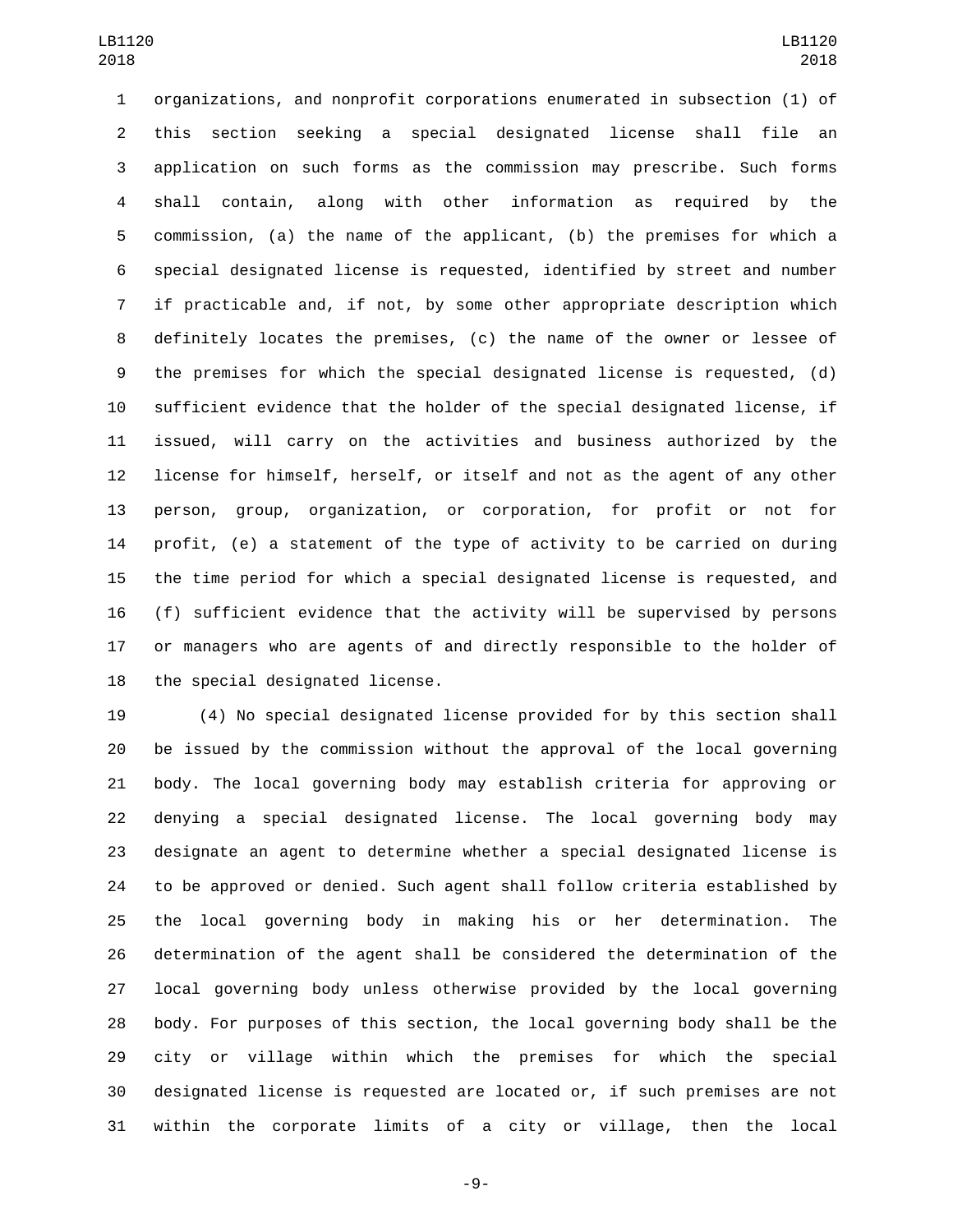organizations, and nonprofit corporations enumerated in subsection (1) of this section seeking a special designated license shall file an application on such forms as the commission may prescribe. Such forms shall contain, along with other information as required by the commission, (a) the name of the applicant, (b) the premises for which a special designated license is requested, identified by street and number if practicable and, if not, by some other appropriate description which definitely locates the premises, (c) the name of the owner or lessee of the premises for which the special designated license is requested, (d) sufficient evidence that the holder of the special designated license, if issued, will carry on the activities and business authorized by the license for himself, herself, or itself and not as the agent of any other person, group, organization, or corporation, for profit or not for profit, (e) a statement of the type of activity to be carried on during the time period for which a special designated license is requested, and (f) sufficient evidence that the activity will be supervised by persons or managers who are agents of and directly responsible to the holder of the special designated license.

(4) No special designated license provided for by this section shall be issued by the commission without the approval of the local governing body. The local governing body may establish criteria for approving or denying a special designated license. The local governing body may designate an agent to determine whether a special designated license is to be approved or denied. Such agent shall follow criteria established by the local governing body in making his or her determination. The determination of the agent shall be considered the determination of the local governing body unless otherwise provided by the local governing body. For purposes of this section, the local governing body shall be the city or village within which the premises for which the special designated license is requested are located or, if such premises are not within the corporate limits of a city or village, then the local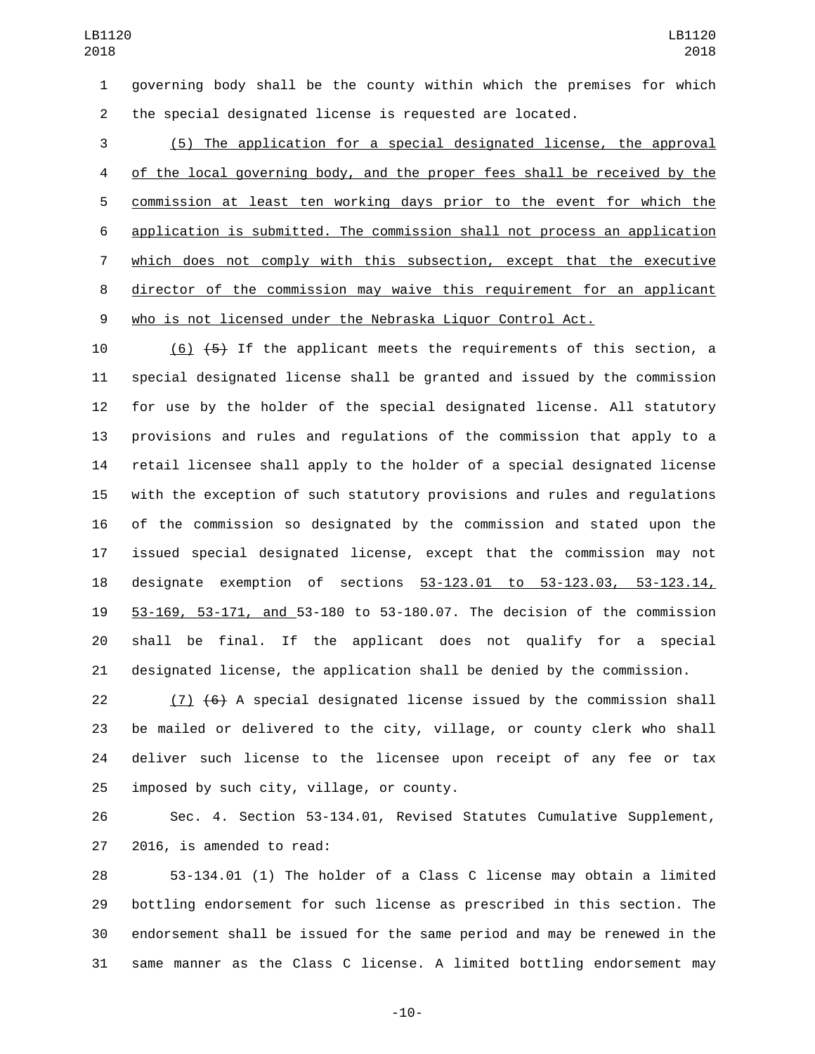governing body shall be the county within which the premises for which the special designated license is requested are located.

<u>(5) The application for a special designated license, the approval of the local governing body, and the proper fees shall be received by the commission at least ten working days prior to the event for which the application is submitted. The commission shall not process an application which does not comply with this subsection, except that the executive director of the commission may waive this requirement for an applicant who is not licensed under the Nebraska Liquor Control Act.</u>

<u>(6)</u> ~~(5)~~ If the applicant meets the requirements of this section, a special designated license shall be granted and issued by the commission for use by the holder of the special designated license. All statutory provisions and rules and regulations of the commission that apply to a retail licensee shall apply to the holder of a special designated license with the exception of such statutory provisions and rules and regulations of the commission so designated by the commission and stated upon the issued special designated license, except that the commission may not designate exemption of sections <u>53-123.01 to 53-123.03, 53-123.14, 53-169, 53-171, and</u> 53-180 to 53-180.07. The decision of the commission shall be final. If the applicant does not qualify for a special designated license, the application shall be denied by the commission.

<u>(7)</u> ~~(6)~~ A special designated license issued by the commission shall be mailed or delivered to the city, village, or county clerk who shall deliver such license to the licensee upon receipt of any fee or tax imposed by such city, village, or county.

Sec. 4. Section 53-134.01, Revised Statutes Cumulative Supplement, 2016, is amended to read:

53-134.01 (1) The holder of a Class C license may obtain a limited bottling endorsement for such license as prescribed in this section. The endorsement shall be issued for the same period and may be renewed in the same manner as the Class C license. A limited bottling endorsement may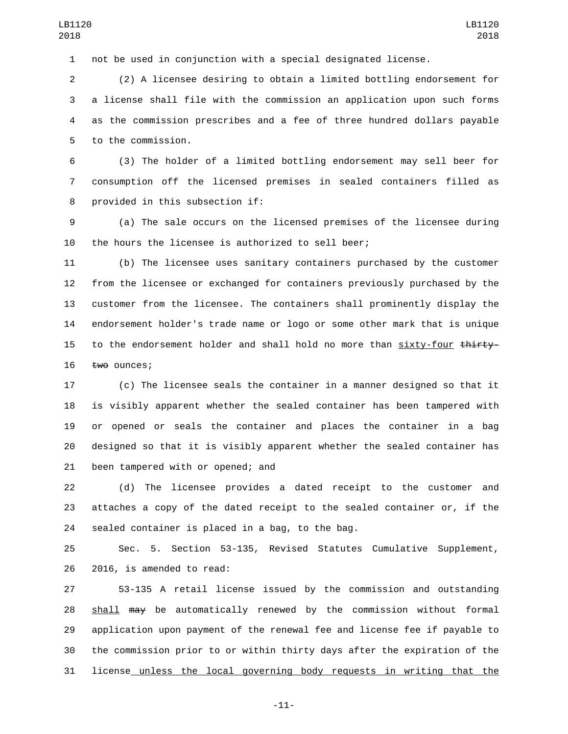not be used in conjunction with a special designated license.

(2) A licensee desiring to obtain a limited bottling endorsement for a license shall file with the commission an application upon such forms as the commission prescribes and a fee of three hundred dollars payable to the commission.

(3) The holder of a limited bottling endorsement may sell beer for consumption off the licensed premises in sealed containers filled as provided in this subsection if:

(a) The sale occurs on the licensed premises of the licensee during the hours the licensee is authorized to sell beer;

(b) The licensee uses sanitary containers purchased by the customer from the licensee or exchanged for containers previously purchased by the customer from the licensee. The containers shall prominently display the endorsement holder's trade name or logo or some other mark that is unique to the endorsement holder and shall hold no more than <u>sixty-four</u> ~~thirty-two~~ ounces;

(c) The licensee seals the container in a manner designed so that it is visibly apparent whether the sealed container has been tampered with or opened or seals the container and places the container in a bag designed so that it is visibly apparent whether the sealed container has been tampered with or opened; and

(d) The licensee provides a dated receipt to the customer and attaches a copy of the dated receipt to the sealed container or, if the sealed container is placed in a bag, to the bag.

Sec. 5. Section 53-135, Revised Statutes Cumulative Supplement, 2016, is amended to read:

53-135 A retail license issued by the commission and outstanding <u>shall</u> ~~may~~ be automatically renewed by the commission without formal application upon payment of the renewal fee and license fee if payable to the commission prior to or within thirty days after the expiration of the license<u> unless the local governing body requests in writing that the</u>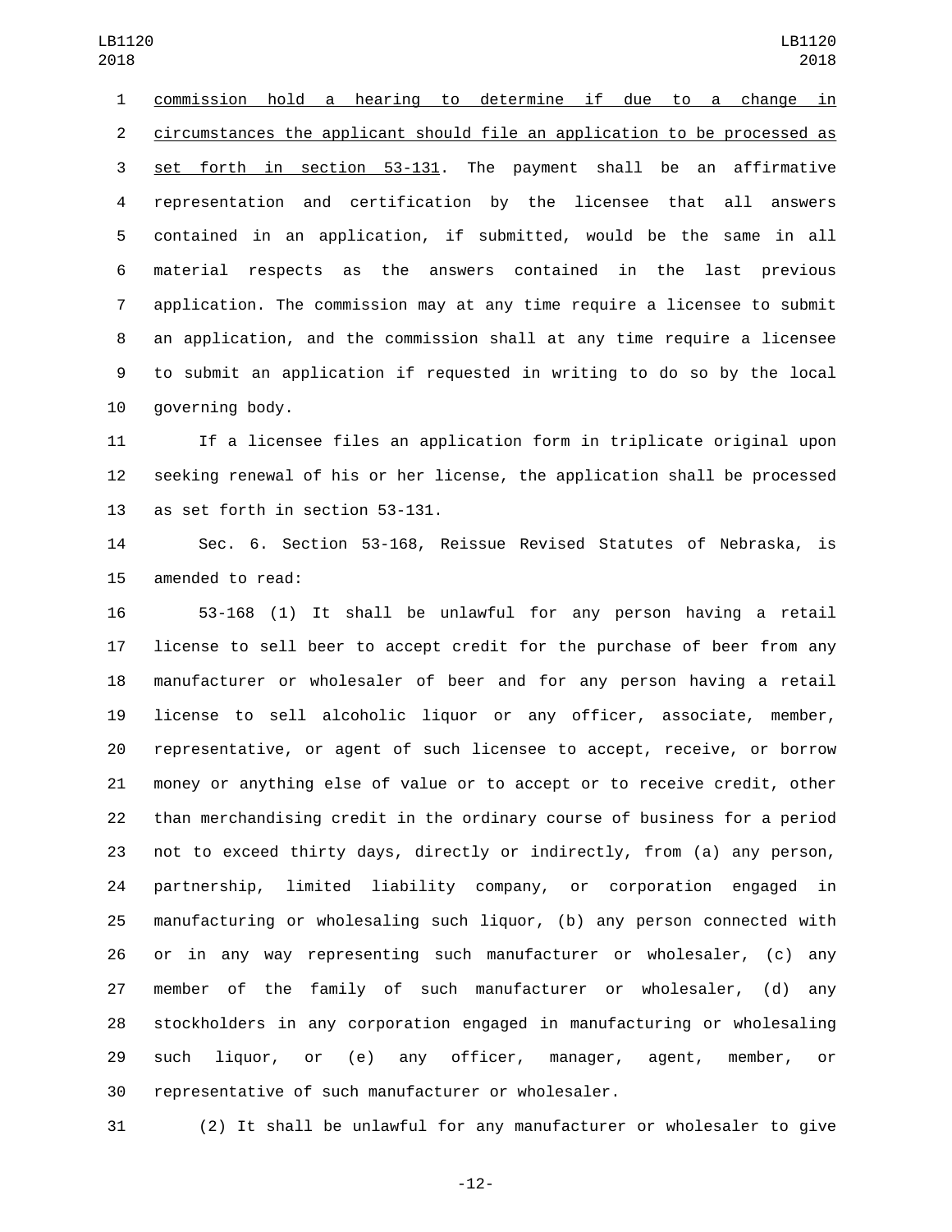commission hold a hearing to determine if due to a change in circumstances the applicant should file an application to be processed as set forth in section 53-131. The payment shall be an affirmative representation and certification by the licensee that all answers contained in an application, if submitted, would be the same in all material respects as the answers contained in the last previous application. The commission may at any time require a licensee to submit an application, and the commission shall at any time require a licensee to submit an application if requested in writing to do so by the local governing body.

If a licensee files an application form in triplicate original upon seeking renewal of his or her license, the application shall be processed as set forth in section 53-131.

Sec. 6. Section 53-168, Reissue Revised Statutes of Nebraska, is amended to read:

53-168 (1) It shall be unlawful for any person having a retail license to sell beer to accept credit for the purchase of beer from any manufacturer or wholesaler of beer and for any person having a retail license to sell alcoholic liquor or any officer, associate, member, representative, or agent of such licensee to accept, receive, or borrow money or anything else of value or to accept or to receive credit, other than merchandising credit in the ordinary course of business for a period not to exceed thirty days, directly or indirectly, from (a) any person, partnership, limited liability company, or corporation engaged in manufacturing or wholesaling such liquor, (b) any person connected with or in any way representing such manufacturer or wholesaler, (c) any member of the family of such manufacturer or wholesaler, (d) any stockholders in any corporation engaged in manufacturing or wholesaling such liquor, or (e) any officer, manager, agent, member, or representative of such manufacturer or wholesaler.

(2) It shall be unlawful for any manufacturer or wholesaler to give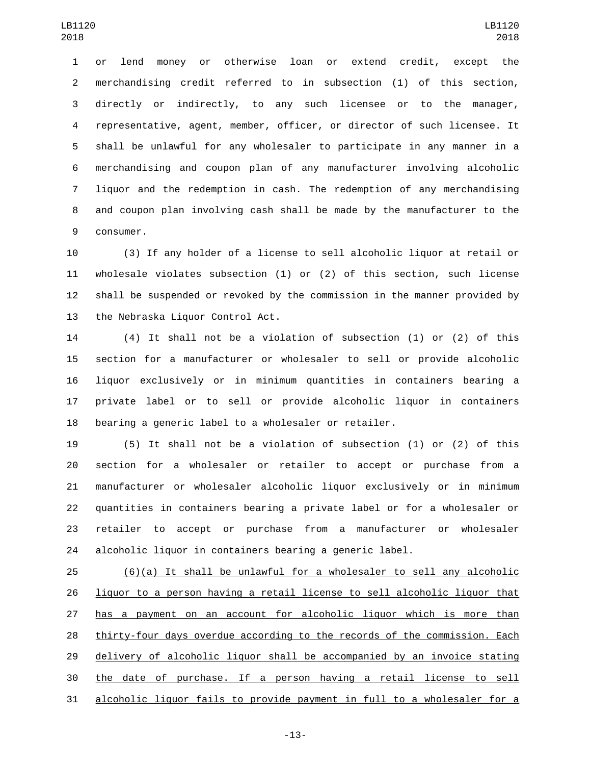or lend money or otherwise loan or extend credit, except the merchandising credit referred to in subsection (1) of this section, directly or indirectly, to any such licensee or to the manager, representative, agent, member, officer, or director of such licensee. It shall be unlawful for any wholesaler to participate in any manner in a merchandising and coupon plan of any manufacturer involving alcoholic liquor and the redemption in cash. The redemption of any merchandising and coupon plan involving cash shall be made by the manufacturer to the consumer.

(3) If any holder of a license to sell alcoholic liquor at retail or wholesale violates subsection (1) or (2) of this section, such license shall be suspended or revoked by the commission in the manner provided by the Nebraska Liquor Control Act.

(4) It shall not be a violation of subsection (1) or (2) of this section for a manufacturer or wholesaler to sell or provide alcoholic liquor exclusively or in minimum quantities in containers bearing a private label or to sell or provide alcoholic liquor in containers bearing a generic label to a wholesaler or retailer.

(5) It shall not be a violation of subsection (1) or (2) of this section for a wholesaler or retailer to accept or purchase from a manufacturer or wholesaler alcoholic liquor exclusively or in minimum quantities in containers bearing a private label or for a wholesaler or retailer to accept or purchase from a manufacturer or wholesaler alcoholic liquor in containers bearing a generic label.

<u>(6)(a) It shall be unlawful for a wholesaler to sell any alcoholic liquor to a person having a retail license to sell alcoholic liquor that has a payment on an account for alcoholic liquor which is more than thirty-four days overdue according to the records of the commission. Each delivery of alcoholic liquor shall be accompanied by an invoice stating the date of purchase. If a person having a retail license to sell alcoholic liquor fails to provide payment in full to a wholesaler for a</u>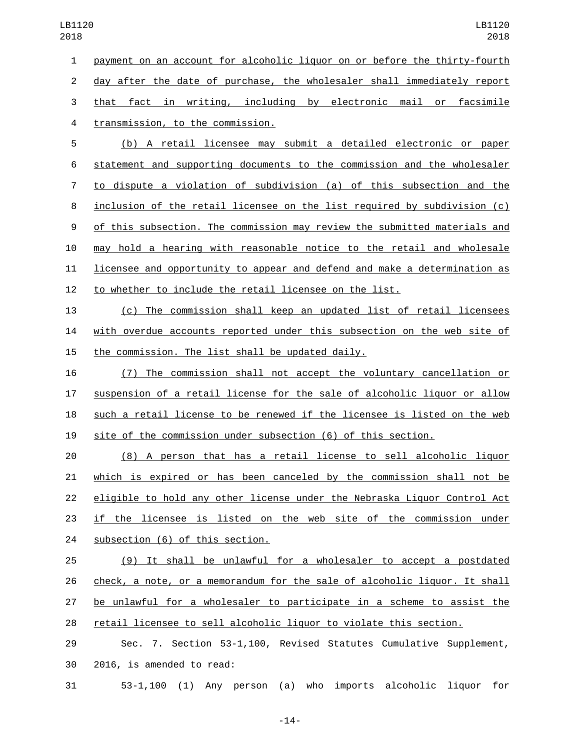payment on an account for alcoholic liquor on or before the thirty-fourth day after the date of purchase, the wholesaler shall immediately report that fact in writing, including by electronic mail or facsimile transmission, to the commission.

(b) A retail licensee may submit a detailed electronic or paper statement and supporting documents to the commission and the wholesaler to dispute a violation of subdivision (a) of this subsection and the inclusion of the retail licensee on the list required by subdivision (c) of this subsection. The commission may review the submitted materials and may hold a hearing with reasonable notice to the retail and wholesale licensee and opportunity to appear and defend and make a determination as to whether to include the retail licensee on the list.

(c) The commission shall keep an updated list of retail licensees with overdue accounts reported under this subsection on the web site of the commission. The list shall be updated daily.

(7) The commission shall not accept the voluntary cancellation or suspension of a retail license for the sale of alcoholic liquor or allow such a retail license to be renewed if the licensee is listed on the web site of the commission under subsection (6) of this section.

(8) A person that has a retail license to sell alcoholic liquor which is expired or has been canceled by the commission shall not be eligible to hold any other license under the Nebraska Liquor Control Act if the licensee is listed on the web site of the commission under subsection (6) of this section.

(9) It shall be unlawful for a wholesaler to accept a postdated check, a note, or a memorandum for the sale of alcoholic liquor. It shall be unlawful for a wholesaler to participate in a scheme to assist the retail licensee to sell alcoholic liquor to violate this section.

Sec. 7. Section 53-1,100, Revised Statutes Cumulative Supplement, 2016, is amended to read:

53-1,100 (1) Any person (a) who imports alcoholic liquor for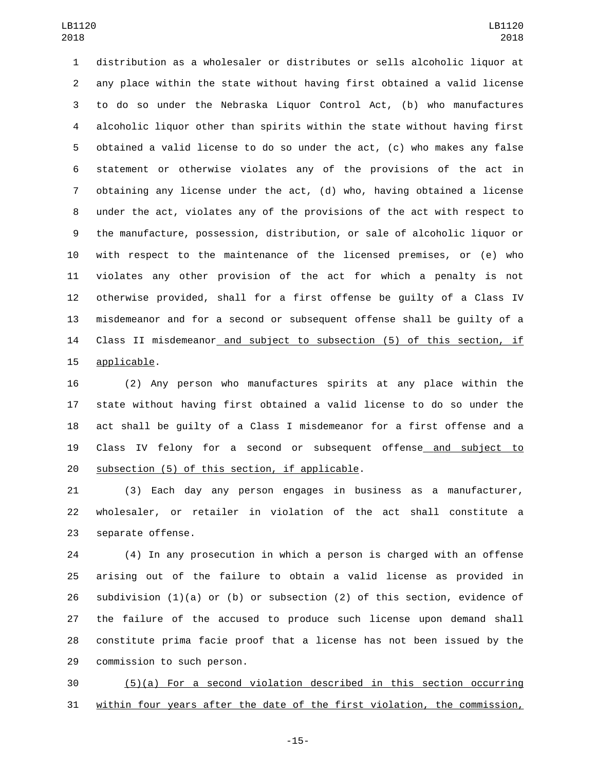distribution as a wholesaler or distributes or sells alcoholic liquor at any place within the state without having first obtained a valid license to do so under the Nebraska Liquor Control Act, (b) who manufactures alcoholic liquor other than spirits within the state without having first obtained a valid license to do so under the act, (c) who makes any false statement or otherwise violates any of the provisions of the act in obtaining any license under the act, (d) who, having obtained a license under the act, violates any of the provisions of the act with respect to the manufacture, possession, distribution, or sale of alcoholic liquor or with respect to the maintenance of the licensed premises, or (e) who violates any other provision of the act for which a penalty is not otherwise provided, shall for a first offense be guilty of a Class IV misdemeanor and for a second or subsequent offense shall be guilty of a Class II misdemeanor and subject to subsection (5) of this section, if applicable.

(2) Any person who manufactures spirits at any place within the state without having first obtained a valid license to do so under the act shall be guilty of a Class I misdemeanor for a first offense and a Class IV felony for a second or subsequent offense and subject to subsection (5) of this section, if applicable.

(3) Each day any person engages in business as a manufacturer, wholesaler, or retailer in violation of the act shall constitute a separate offense.

(4) In any prosecution in which a person is charged with an offense arising out of the failure to obtain a valid license as provided in subdivision (1)(a) or (b) or subsection (2) of this section, evidence of the failure of the accused to produce such license upon demand shall constitute prima facie proof that a license has not been issued by the commission to such person.

(5)(a) For a second violation described in this section occurring within four years after the date of the first violation, the commission,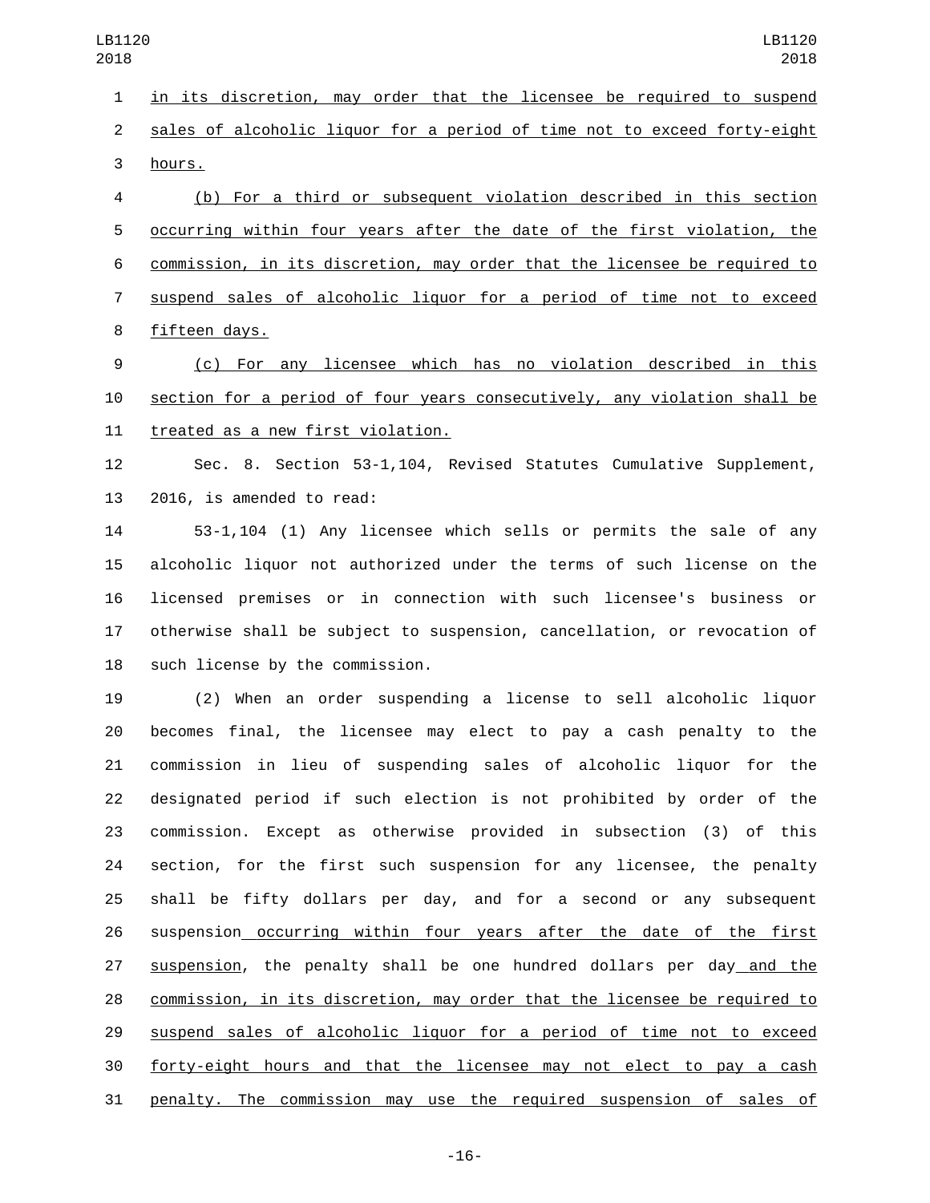in its discretion, may order that the licensee be required to suspend sales of alcoholic liquor for a period of time not to exceed forty-eight hours.

(b) For a third or subsequent violation described in this section occurring within four years after the date of the first violation, the commission, in its discretion, may order that the licensee be required to suspend sales of alcoholic liquor for a period of time not to exceed fifteen days.

(c) For any licensee which has no violation described in this section for a period of four years consecutively, any violation shall be treated as a new first violation.

Sec. 8. Section 53-1,104, Revised Statutes Cumulative Supplement, 2016, is amended to read:

53-1,104 (1) Any licensee which sells or permits the sale of any alcoholic liquor not authorized under the terms of such license on the licensed premises or in connection with such licensee's business or otherwise shall be subject to suspension, cancellation, or revocation of such license by the commission.

(2) When an order suspending a license to sell alcoholic liquor becomes final, the licensee may elect to pay a cash penalty to the commission in lieu of suspending sales of alcoholic liquor for the designated period if such election is not prohibited by order of the commission. Except as otherwise provided in subsection (3) of this section, for the first such suspension for any licensee, the penalty shall be fifty dollars per day, and for a second or any subsequent suspension occurring within four years after the date of the first suspension, the penalty shall be one hundred dollars per day and the commission, in its discretion, may order that the licensee be required to suspend sales of alcoholic liquor for a period of time not to exceed forty-eight hours and that the licensee may not elect to pay a cash penalty. The commission may use the required suspension of sales of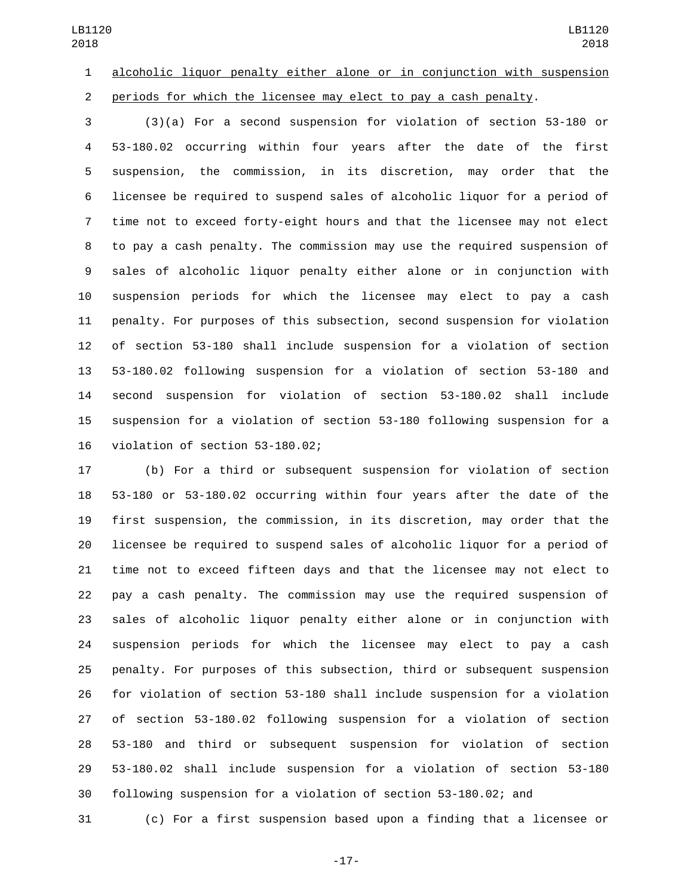alcoholic liquor penalty either alone or in conjunction with suspension periods for which the licensee may elect to pay a cash penalty.

(3)(a) For a second suspension for violation of section 53-180 or 53-180.02 occurring within four years after the date of the first suspension, the commission, in its discretion, may order that the licensee be required to suspend sales of alcoholic liquor for a period of time not to exceed forty-eight hours and that the licensee may not elect to pay a cash penalty. The commission may use the required suspension of sales of alcoholic liquor penalty either alone or in conjunction with suspension periods for which the licensee may elect to pay a cash penalty. For purposes of this subsection, second suspension for violation of section 53-180 shall include suspension for a violation of section 53-180.02 following suspension for a violation of section 53-180 and second suspension for violation of section 53-180.02 shall include suspension for a violation of section 53-180 following suspension for a violation of section 53-180.02;

(b) For a third or subsequent suspension for violation of section 53-180 or 53-180.02 occurring within four years after the date of the first suspension, the commission, in its discretion, may order that the licensee be required to suspend sales of alcoholic liquor for a period of time not to exceed fifteen days and that the licensee may not elect to pay a cash penalty. The commission may use the required suspension of sales of alcoholic liquor penalty either alone or in conjunction with suspension periods for which the licensee may elect to pay a cash penalty. For purposes of this subsection, third or subsequent suspension for violation of section 53-180 shall include suspension for a violation of section 53-180.02 following suspension for a violation of section 53-180 and third or subsequent suspension for violation of section 53-180.02 shall include suspension for a violation of section 53-180 following suspension for a violation of section 53-180.02; and

(c) For a first suspension based upon a finding that a licensee or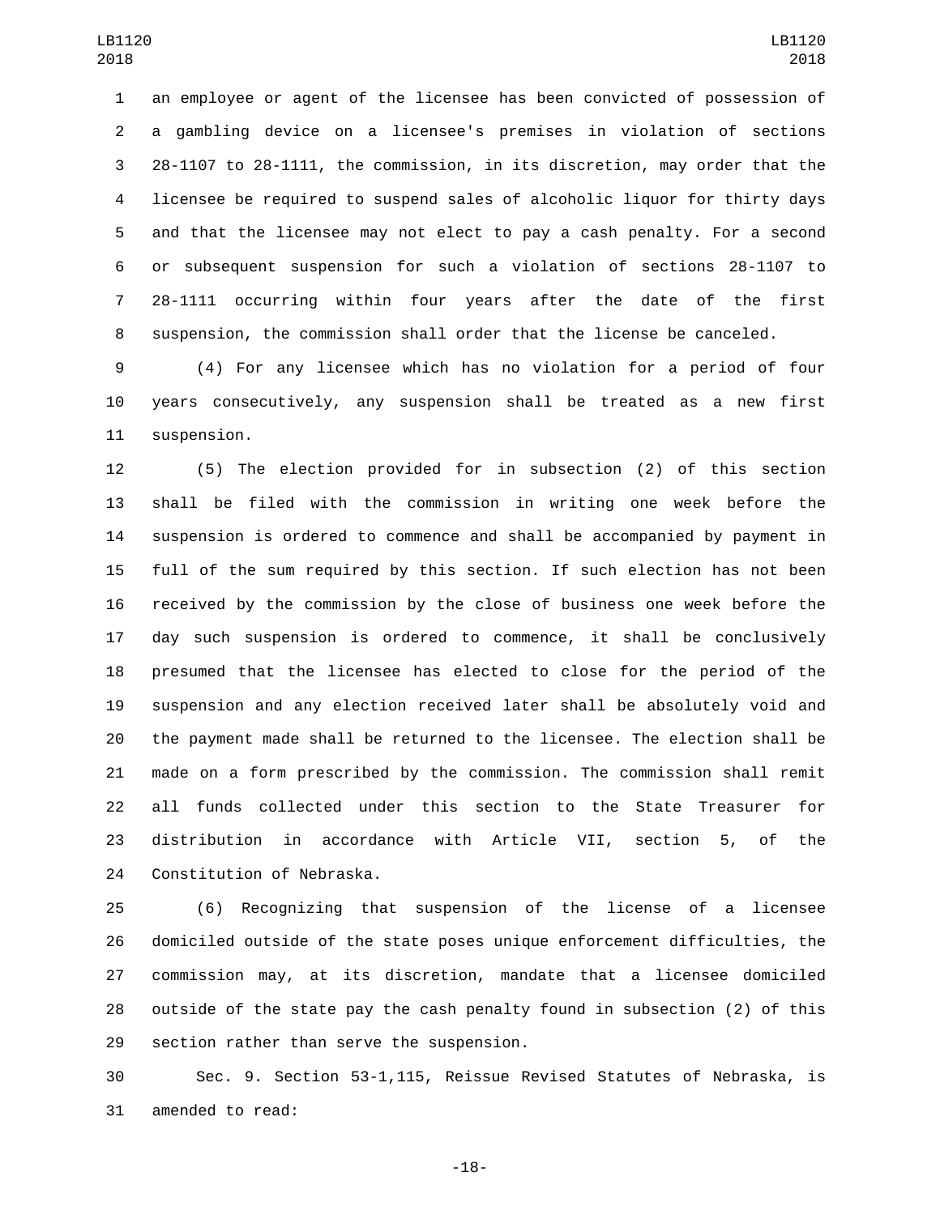an employee or agent of the licensee has been convicted of possession of a gambling device on a licensee's premises in violation of sections 28-1107 to 28-1111, the commission, in its discretion, may order that the licensee be required to suspend sales of alcoholic liquor for thirty days and that the licensee may not elect to pay a cash penalty. For a second or subsequent suspension for such a violation of sections 28-1107 to 28-1111 occurring within four years after the date of the first suspension, the commission shall order that the license be canceled.

(4) For any licensee which has no violation for a period of four years consecutively, any suspension shall be treated as a new first suspension.

(5) The election provided for in subsection (2) of this section shall be filed with the commission in writing one week before the suspension is ordered to commence and shall be accompanied by payment in full of the sum required by this section. If such election has not been received by the commission by the close of business one week before the day such suspension is ordered to commence, it shall be conclusively presumed that the licensee has elected to close for the period of the suspension and any election received later shall be absolutely void and the payment made shall be returned to the licensee. The election shall be made on a form prescribed by the commission. The commission shall remit all funds collected under this section to the State Treasurer for distribution in accordance with Article VII, section 5, of the Constitution of Nebraska.

(6) Recognizing that suspension of the license of a licensee domiciled outside of the state poses unique enforcement difficulties, the commission may, at its discretion, mandate that a licensee domiciled outside of the state pay the cash penalty found in subsection (2) of this section rather than serve the suspension.

Sec. 9. Section 53-1,115, Reissue Revised Statutes of Nebraska, is amended to read: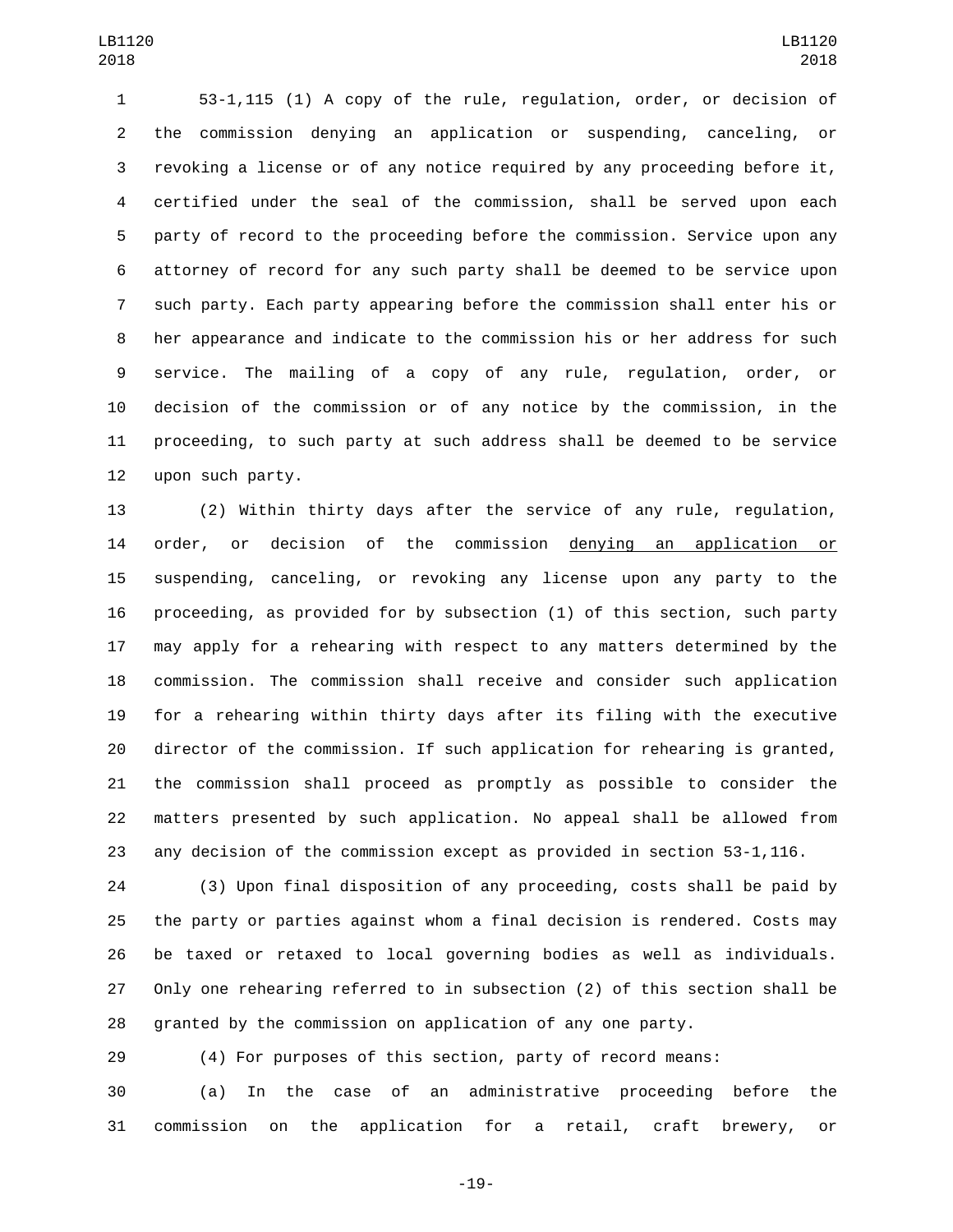53-1,115 (1) A copy of the rule, regulation, order, or decision of the commission denying an application or suspending, canceling, or revoking a license or of any notice required by any proceeding before it, certified under the seal of the commission, shall be served upon each party of record to the proceeding before the commission. Service upon any attorney of record for any such party shall be deemed to be service upon such party. Each party appearing before the commission shall enter his or her appearance and indicate to the commission his or her address for such service. The mailing of a copy of any rule, regulation, order, or decision of the commission or of any notice by the commission, in the proceeding, to such party at such address shall be deemed to be service upon such party.

(2) Within thirty days after the service of any rule, regulation, order, or decision of the commission denying an application or suspending, canceling, or revoking any license upon any party to the proceeding, as provided for by subsection (1) of this section, such party may apply for a rehearing with respect to any matters determined by the commission. The commission shall receive and consider such application for a rehearing within thirty days after its filing with the executive director of the commission. If such application for rehearing is granted, the commission shall proceed as promptly as possible to consider the matters presented by such application. No appeal shall be allowed from any decision of the commission except as provided in section 53-1,116.

(3) Upon final disposition of any proceeding, costs shall be paid by the party or parties against whom a final decision is rendered. Costs may be taxed or retaxed to local governing bodies as well as individuals. Only one rehearing referred to in subsection (2) of this section shall be granted by the commission on application of any one party.

(4) For purposes of this section, party of record means:

(a) In the case of an administrative proceeding before the commission on the application for a retail, craft brewery, or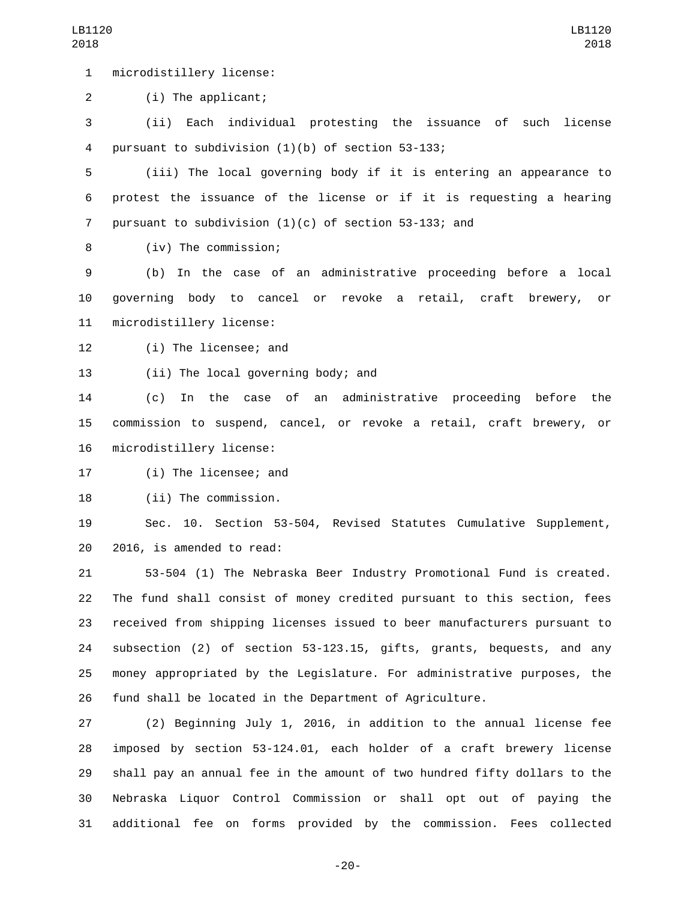microdistillery license:

(i) The applicant;

(ii) Each individual protesting the issuance of such license pursuant to subdivision (1)(b) of section 53-133;

(iii) The local governing body if it is entering an appearance to protest the issuance of the license or if it is requesting a hearing pursuant to subdivision (1)(c) of section 53-133; and

(iv) The commission;

(b) In the case of an administrative proceeding before a local governing body to cancel or revoke a retail, craft brewery, or microdistillery license:

(i) The licensee; and

(ii) The local governing body; and

(c) In the case of an administrative proceeding before the commission to suspend, cancel, or revoke a retail, craft brewery, or microdistillery license:

(i) The licensee; and

(ii) The commission.

Sec. 10. Section 53-504, Revised Statutes Cumulative Supplement, 2016, is amended to read:

53-504 (1) The Nebraska Beer Industry Promotional Fund is created. The fund shall consist of money credited pursuant to this section, fees received from shipping licenses issued to beer manufacturers pursuant to subsection (2) of section 53-123.15, gifts, grants, bequests, and any money appropriated by the Legislature. For administrative purposes, the fund shall be located in the Department of Agriculture.

(2) Beginning July 1, 2016, in addition to the annual license fee imposed by section 53-124.01, each holder of a craft brewery license shall pay an annual fee in the amount of two hundred fifty dollars to the Nebraska Liquor Control Commission or shall opt out of paying the additional fee on forms provided by the commission. Fees collected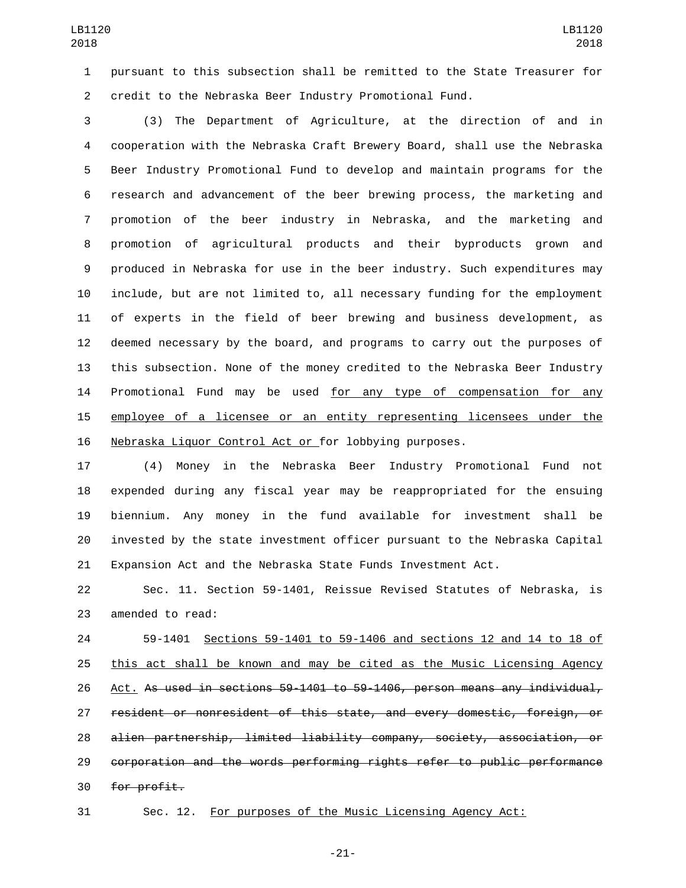pursuant to this subsection shall be remitted to the State Treasurer for credit to the Nebraska Beer Industry Promotional Fund.

(3) The Department of Agriculture, at the direction of and in cooperation with the Nebraska Craft Brewery Board, shall use the Nebraska Beer Industry Promotional Fund to develop and maintain programs for the research and advancement of the beer brewing process, the marketing and promotion of the beer industry in Nebraska, and the marketing and promotion of agricultural products and their byproducts grown and produced in Nebraska for use in the beer industry. Such expenditures may include, but are not limited to, all necessary funding for the employment of experts in the field of beer brewing and business development, as deemed necessary by the board, and programs to carry out the purposes of this subsection. None of the money credited to the Nebraska Beer Industry Promotional Fund may be used <u>for any type of compensation for any employee of a licensee or an entity representing licensees under the Nebraska Liquor Control Act or </u>for lobbying purposes.

(4) Money in the Nebraska Beer Industry Promotional Fund not expended during any fiscal year may be reappropriated for the ensuing biennium. Any money in the fund available for investment shall be invested by the state investment officer pursuant to the Nebraska Capital Expansion Act and the Nebraska State Funds Investment Act.

Sec. 11. Section 59-1401, Reissue Revised Statutes of Nebraska, is amended to read:

59-1401 <u>Sections 59-1401 to 59-1406 and sections 12 and 14 to 18 of this act shall be known and may be cited as the Music Licensing Agency Act.</u> ~~As used in sections 59-1401 to 59-1406, person means any individual, resident or nonresident of this state, and every domestic, foreign, or alien partnership, limited liability company, society, association, or corporation and the words performing rights refer to public performance for profit.~~

Sec. 12. <u>For purposes of the Music Licensing Agency Act:</u>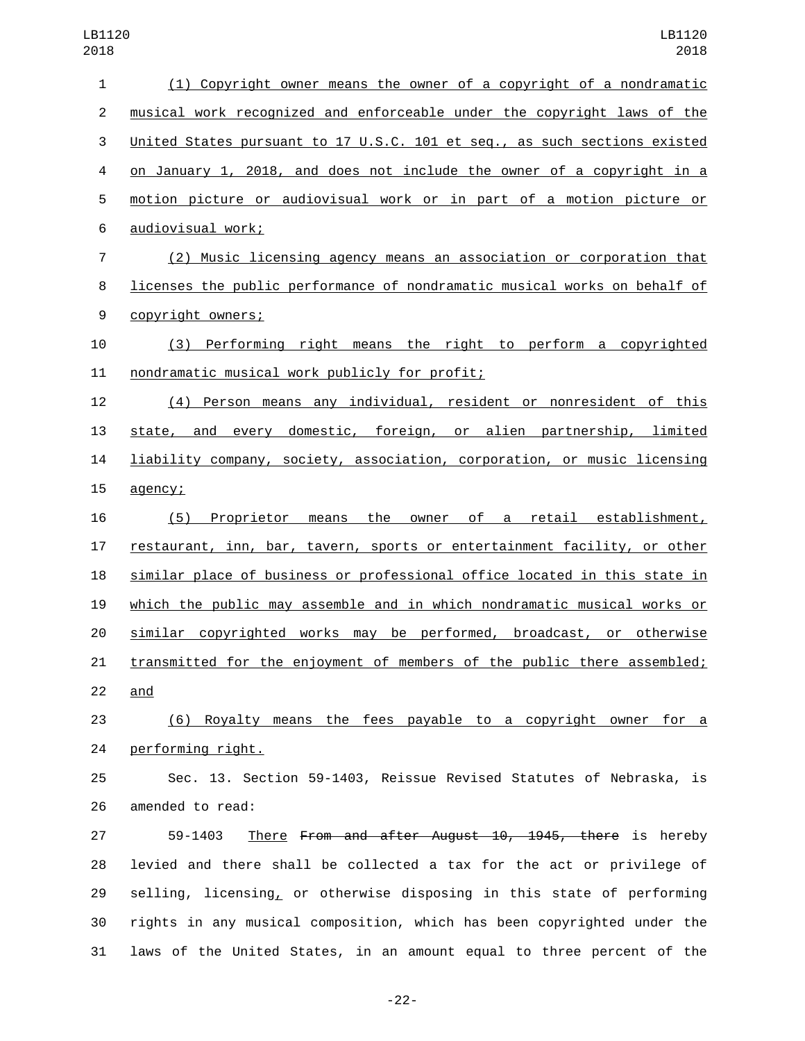(1) Copyright owner means the owner of a copyright of a nondramatic musical work recognized and enforceable under the copyright laws of the United States pursuant to 17 U.S.C. 101 et seq., as such sections existed on January 1, 2018, and does not include the owner of a copyright in a motion picture or audiovisual work or in part of a motion picture or audiovisual work;

(2) Music licensing agency means an association or corporation that licenses the public performance of nondramatic musical works on behalf of copyright owners;

(3) Performing right means the right to perform a copyrighted nondramatic musical work publicly for profit;

(4) Person means any individual, resident or nonresident of this state, and every domestic, foreign, or alien partnership, limited liability company, society, association, corporation, or music licensing agency;

(5) Proprietor means the owner of a retail establishment, restaurant, inn, bar, tavern, sports or entertainment facility, or other similar place of business or professional office located in this state in which the public may assemble and in which nondramatic musical works or similar copyrighted works may be performed, broadcast, or otherwise transmitted for the enjoyment of members of the public there assembled; and

(6) Royalty means the fees payable to a copyright owner for a performing right.

Sec. 13. Section 59-1403, Reissue Revised Statutes of Nebraska, is amended to read:

59-1403 There ~~From and after August 10, 1945, there~~ is hereby levied and there shall be collected a tax for the act or privilege of selling, licensing, or otherwise disposing in this state of performing rights in any musical composition, which has been copyrighted under the laws of the United States, in an amount equal to three percent of the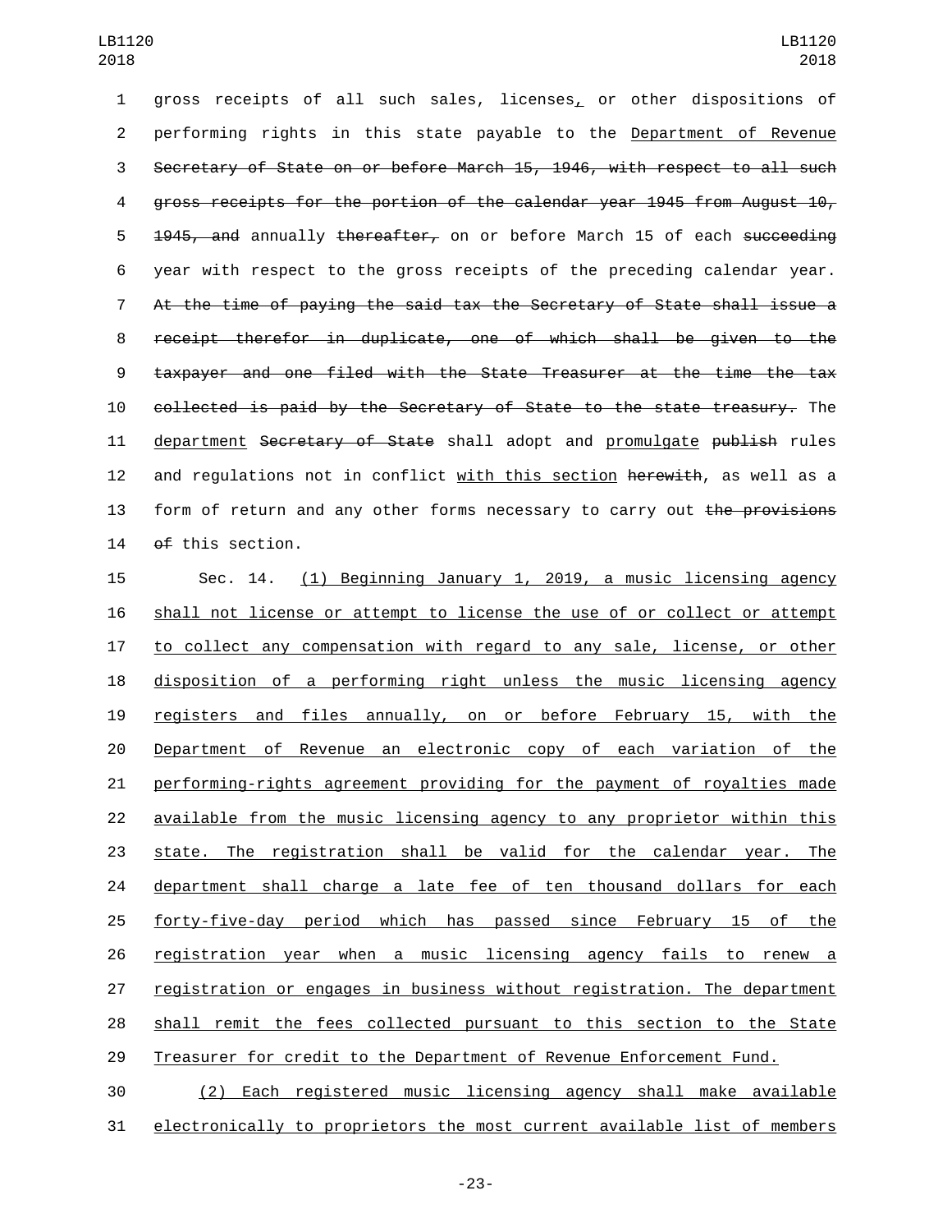gross receipts of all such sales, licenses, or other dispositions of performing rights in this state payable to the Department of Revenue ~~Secretary of State on or before March 15, 1946, with respect to all such gross receipts for the portion of the calendar year 1945 from August 10, 1945, and~~ annually ~~thereafter,~~ on or before March 15 of each ~~succeeding~~ year with respect to the gross receipts of the preceding calendar year. ~~At the time of paying the said tax the Secretary of State shall issue a receipt therefor in duplicate, one of which shall be given to the taxpayer and one filed with the State Treasurer at the time the tax collected is paid by the Secretary of State to the state treasury.~~ The department ~~Secretary of State~~ shall adopt and promulgate ~~publish~~ rules and regulations not in conflict with this section ~~herewith~~, as well as a form of return and any other forms necessary to carry out ~~the provisions of~~ this section.

Sec. 14. (1) Beginning January 1, 2019, a music licensing agency shall not license or attempt to license the use of or collect or attempt to collect any compensation with regard to any sale, license, or other disposition of a performing right unless the music licensing agency registers and files annually, on or before February 15, with the Department of Revenue an electronic copy of each variation of the performing-rights agreement providing for the payment of royalties made available from the music licensing agency to any proprietor within this state. The registration shall be valid for the calendar year. The department shall charge a late fee of ten thousand dollars for each forty-five-day period which has passed since February 15 of the registration year when a music licensing agency fails to renew a registration or engages in business without registration. The department shall remit the fees collected pursuant to this section to the State Treasurer for credit to the Department of Revenue Enforcement Fund.

(2) Each registered music licensing agency shall make available electronically to proprietors the most current available list of members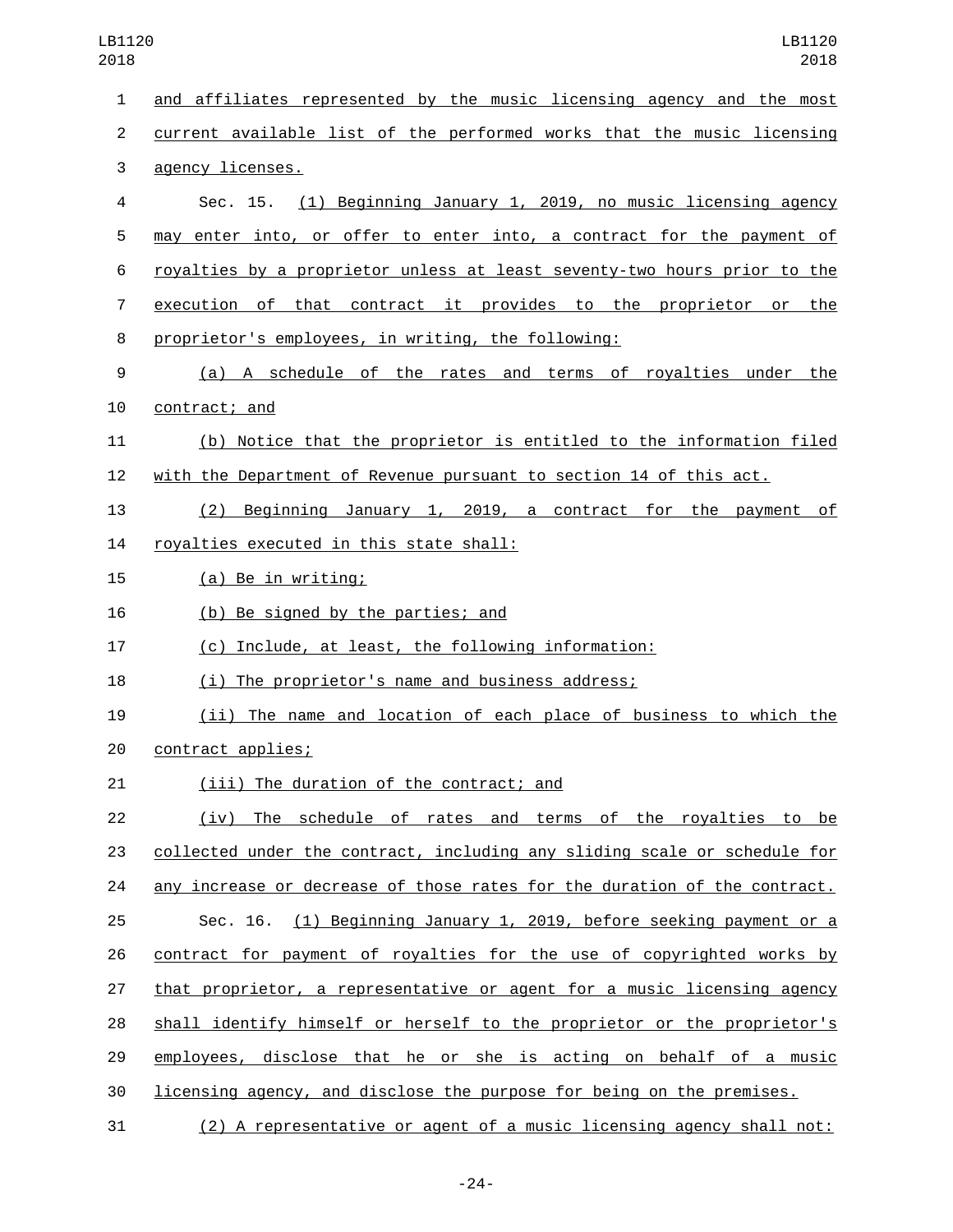and affiliates represented by the music licensing agency and the most current available list of the performed works that the music licensing agency licenses.

Sec. 15. (1) Beginning January 1, 2019, no music licensing agency may enter into, or offer to enter into, a contract for the payment of royalties by a proprietor unless at least seventy-two hours prior to the execution of that contract it provides to the proprietor or the proprietor's employees, in writing, the following:

(a) A schedule of the rates and terms of royalties under the contract; and

(b) Notice that the proprietor is entitled to the information filed with the Department of Revenue pursuant to section 14 of this act.

(2) Beginning January 1, 2019, a contract for the payment of royalties executed in this state shall:

(a) Be in writing;

(b) Be signed by the parties; and

(c) Include, at least, the following information:

(i) The proprietor's name and business address;

(ii) The name and location of each place of business to which the contract applies;

(iii) The duration of the contract; and

(iv) The schedule of rates and terms of the royalties to be collected under the contract, including any sliding scale or schedule for any increase or decrease of those rates for the duration of the contract.

Sec. 16. (1) Beginning January 1, 2019, before seeking payment or a contract for payment of royalties for the use of copyrighted works by that proprietor, a representative or agent for a music licensing agency shall identify himself or herself to the proprietor or the proprietor's employees, disclose that he or she is acting on behalf of a music licensing agency, and disclose the purpose for being on the premises.

(2) A representative or agent of a music licensing agency shall not: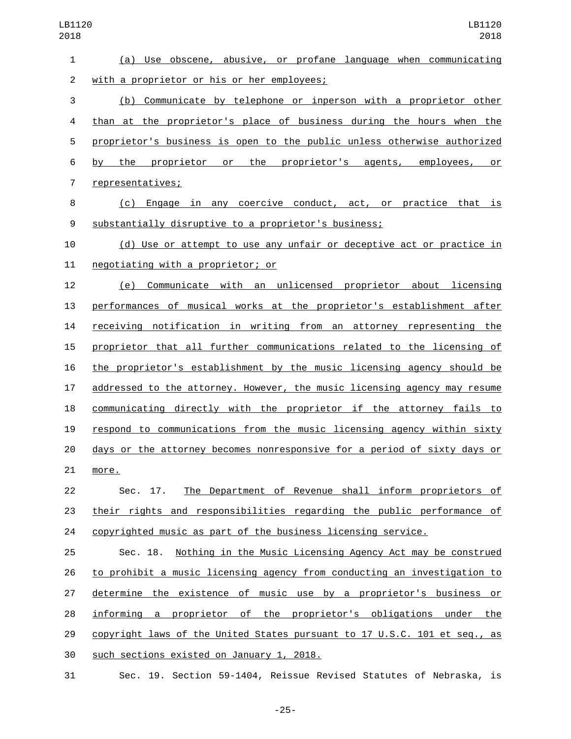(a) Use obscene, abusive, or profane language when communicating with a proprietor or his or her employees;

(b) Communicate by telephone or inperson with a proprietor other than at the proprietor's place of business during the hours when the proprietor's business is open to the public unless otherwise authorized by the proprietor or the proprietor's agents, employees, or representatives;

(c) Engage in any coercive conduct, act, or practice that is substantially disruptive to a proprietor's business;

(d) Use or attempt to use any unfair or deceptive act or practice in negotiating with a proprietor; or

(e) Communicate with an unlicensed proprietor about licensing performances of musical works at the proprietor's establishment after receiving notification in writing from an attorney representing the proprietor that all further communications related to the licensing of the proprietor's establishment by the music licensing agency should be addressed to the attorney. However, the music licensing agency may resume communicating directly with the proprietor if the attorney fails to respond to communications from the music licensing agency within sixty days or the attorney becomes nonresponsive for a period of sixty days or more.

Sec. 17. The Department of Revenue shall inform proprietors of their rights and responsibilities regarding the public performance of copyrighted music as part of the business licensing service.

Sec. 18. Nothing in the Music Licensing Agency Act may be construed to prohibit a music licensing agency from conducting an investigation to determine the existence of music use by a proprietor's business or informing a proprietor of the proprietor's obligations under the copyright laws of the United States pursuant to 17 U.S.C. 101 et seq., as such sections existed on January 1, 2018.

Sec. 19. Section 59-1404, Reissue Revised Statutes of Nebraska, is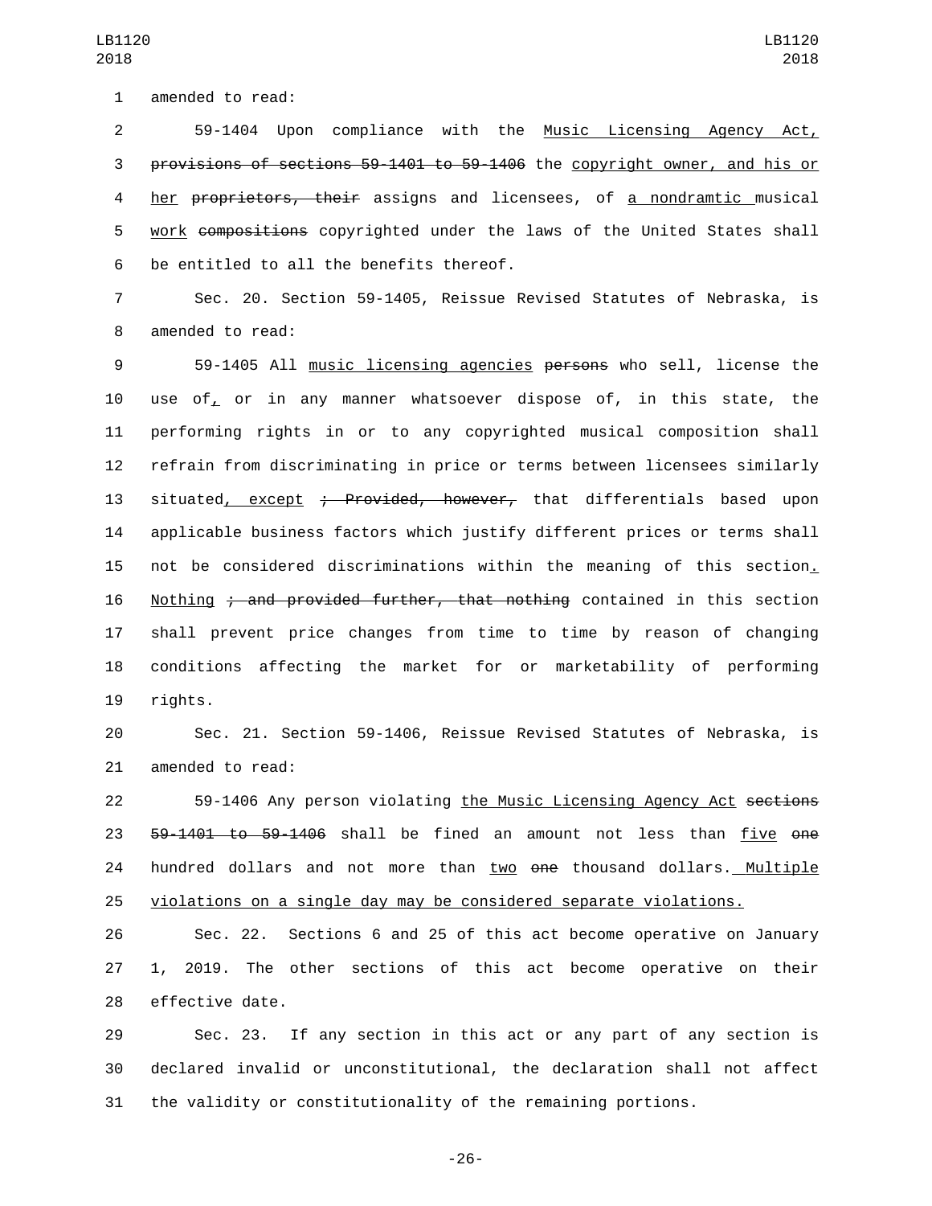amended to read:

59-1404 Upon compliance with the Music Licensing Agency Act, provisions of sections 59-1401 to 59-1406 the copyright owner, and his or her proprietors, their assigns and licensees, of a nondramtic musical work compositions copyrighted under the laws of the United States shall be entitled to all the benefits thereof.

Sec. 20. Section 59-1405, Reissue Revised Statutes of Nebraska, is amended to read:

59-1405 All music licensing agencies persons who sell, license the use of, or in any manner whatsoever dispose of, in this state, the performing rights in or to any copyrighted musical composition shall refrain from discriminating in price or terms between licensees similarly situated, except ; Provided, however, that differentials based upon applicable business factors which justify different prices or terms shall not be considered discriminations within the meaning of this section. Nothing ; and provided further, that nothing contained in this section shall prevent price changes from time to time by reason of changing conditions affecting the market for or marketability of performing rights.

Sec. 21. Section 59-1406, Reissue Revised Statutes of Nebraska, is amended to read:

59-1406 Any person violating the Music Licensing Agency Act sections 59-1401 to 59-1406 shall be fined an amount not less than five one hundred dollars and not more than two one thousand dollars. Multiple violations on a single day may be considered separate violations.

Sec. 22. Sections 6 and 25 of this act become operative on January 1, 2019. The other sections of this act become operative on their effective date.

Sec. 23. If any section in this act or any part of any section is declared invalid or unconstitutional, the declaration shall not affect the validity or constitutionality of the remaining portions.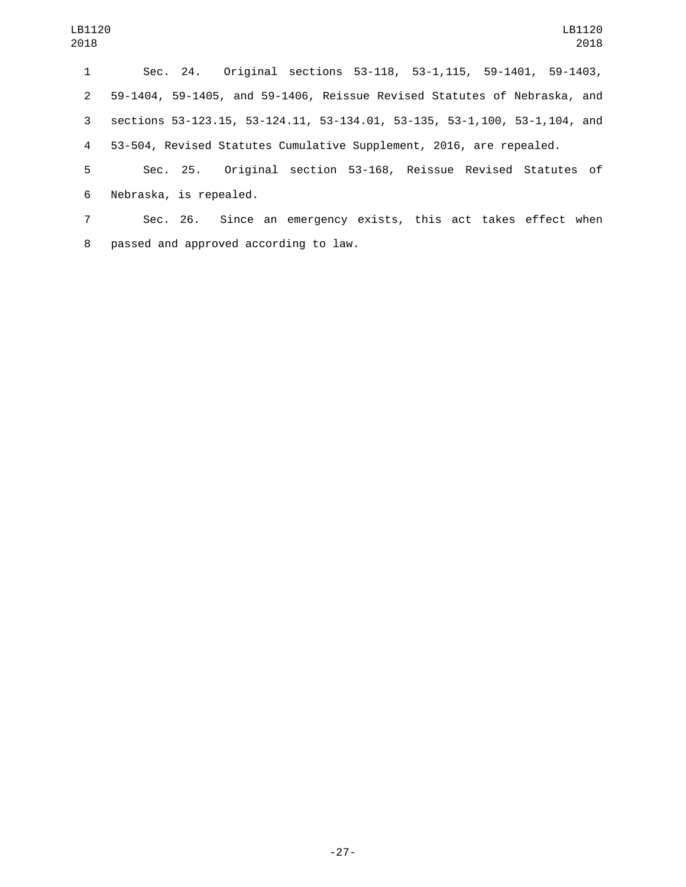Sec. 24. Original sections 53-118, 53-1,115, 59-1401, 59-1403, 59-1404, 59-1405, and 59-1406, Reissue Revised Statutes of Nebraska, and sections 53-123.15, 53-124.11, 53-134.01, 53-135, 53-1,100, 53-1,104, and 53-504, Revised Statutes Cumulative Supplement, 2016, are repealed.

Sec. 25. Original section 53-168, Reissue Revised Statutes of Nebraska, is repealed.

Sec. 26. Since an emergency exists, this act takes effect when passed and approved according to law.